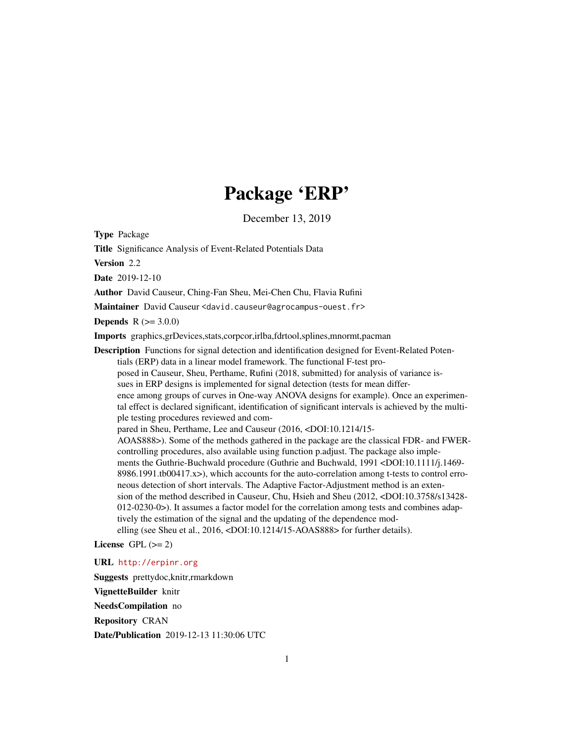# Package 'ERP'

December 13, 2019

**Type** Package

**Title** Significance Analysis of Event-Related Potentials Data

**Version** 2.2

**Date** 2019-12-10

**Author** David Causeur, Ching-Fan Sheu, Mei-Chen Chu, Flavia Rufini

**Maintainer** David Causeur <david.causeur@agrocampus-ouest.fr>

**Depends** R (>= 3.0.0)

**Imports** graphics,grDevices,stats,corpcor,irlba,fdrtool,splines,mnormt,pacman

**Description** Functions for signal detection and identification designed for Event-Related Potentials (ERP) data in a linear model framework. The functional F-test proposed in Causeur, Sheu, Perthame, Rufini (2018, submitted) for analysis of variance issues in ERP designs is implemented for signal detection (tests for mean difference among groups of curves in One-way ANOVA designs for example). Once an experimental effect is declared significant, identification of significant intervals is achieved by the multiple testing procedures reviewed and compared in Sheu, Perthame, Lee and Causeur (2016, <DOI:10.1214/15-AOAS888>). Some of the methods gathered in the package are the classical FDR- and FWER-controlling procedures, also available using function p.adjust. The package also implements the Guthrie-Buchwald procedure (Guthrie and Buchwald, 1991 <DOI:10.1111/j.1469-8986.1991.tb00417.x>), which accounts for the auto-correlation among t-tests to control erroneous detection of short intervals. The Adaptive Factor-Adjustment method is an extension of the method described in Causeur, Chu, Hsieh and Sheu (2012, <DOI:10.3758/s13428-012-0230-0>). It assumes a factor model for the correlation among tests and combines adaptively the estimation of the signal and the updating of the dependence modelling (see Sheu et al., 2016, <DOI:10.1214/15-AOAS888> for further details).

**License** GPL (>= 2)

**URL** http://erpinr.org

**Suggests** prettydoc,knitr,rmarkdown

**VignetteBuilder** knitr

**NeedsCompilation** no

**Repository** CRAN

**Date/Publication** 2019-12-13 11:30:06 UTC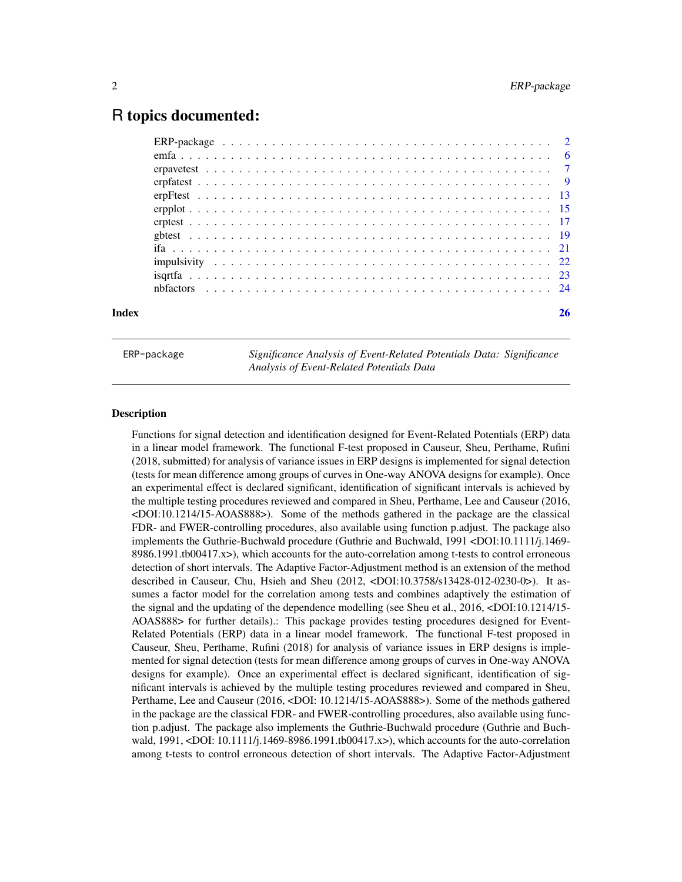# R topics documented:

| | |
|---|---|
| ERP-package | 2 |
| emfa | 6 |
| erpavetest | 7 |
| erpfatest | 9 |
| erpFtest | 13 |
| erpplot | 15 |
| erptest | 17 |
| gbtest | 19 |
| ifa | 21 |
| impulsivity | 22 |
| isqrtfa | 23 |
| nbfactors | 24 |
| **Index** | **26** |

---

ERP-package — *Significance Analysis of Event-Related Potentials Data: Significance Analysis of Event-Related Potentials Data*

---

## Description

Functions for signal detection and identification designed for Event-Related Potentials (ERP) data in a linear model framework. The functional F-test proposed in Causeur, Sheu, Perthame, Rufini (2018, submitted) for analysis of variance issues in ERP designs is implemented for signal detection (tests for mean difference among groups of curves in One-way ANOVA designs for example). Once an experimental effect is declared significant, identification of significant intervals is achieved by the multiple testing procedures reviewed and compared in Sheu, Perthame, Lee and Causeur (2016, <DOI:10.1214/15-AOAS888>). Some of the methods gathered in the package are the classical FDR- and FWER-controlling procedures, also available using function p.adjust. The package also implements the Guthrie-Buchwald procedure (Guthrie and Buchwald, 1991 <DOI:10.1111/j.1469-8986.1991.tb00417.x>), which accounts for the auto-correlation among t-tests to control erroneous detection of short intervals. The Adaptive Factor-Adjustment method is an extension of the method described in Causeur, Chu, Hsieh and Sheu (2012, <DOI:10.3758/s13428-012-0230-0>). It assumes a factor model for the correlation among tests and combines adaptively the estimation of the signal and the updating of the dependence modelling (see Sheu et al., 2016, <DOI:10.1214/15-AOAS888> for further details).: This package provides testing procedures designed for Event-Related Potentials (ERP) data in a linear model framework. The functional F-test proposed in Causeur, Sheu, Perthame, Rufini (2018) for analysis of variance issues in ERP designs is implemented for signal detection (tests for mean difference among groups of curves in One-way ANOVA designs for example). Once an experimental effect is declared significant, identification of significant intervals is achieved by the multiple testing procedures reviewed and compared in Sheu, Perthame, Lee and Causeur (2016, <DOI: 10.1214/15-AOAS888>). Some of the methods gathered in the package are the classical FDR- and FWER-controlling procedures, also available using function p.adjust. The package also implements the Guthrie-Buchwald procedure (Guthrie and Buchwald, 1991, <DOI: 10.1111/j.1469-8986.1991.tb00417.x>), which accounts for the auto-correlation among t-tests to control erroneous detection of short intervals. The Adaptive Factor-Adjustment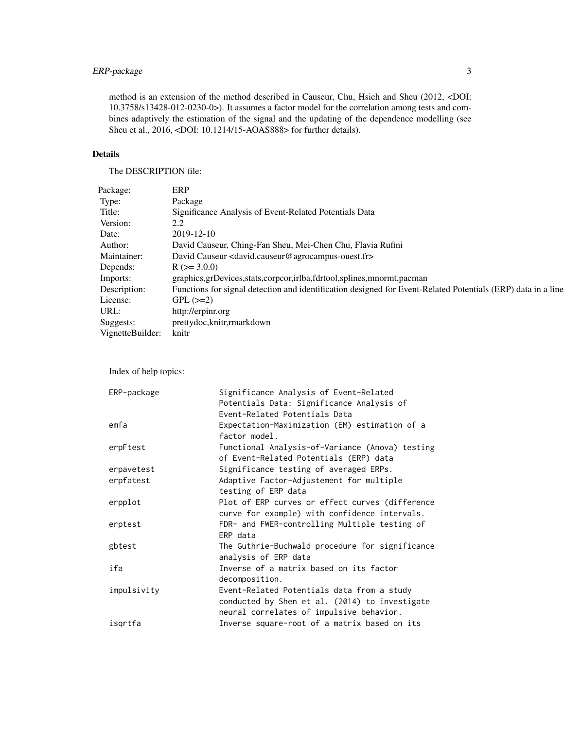method is an extension of the method described in Causeur, Chu, Hsieh and Sheu (2012, <DOI: 10.3758/s13428-012-0230-0>). It assumes a factor model for the correlation among tests and combines adaptively the estimation of the signal and the updating of the dependence modelling (see Sheu et al., 2016, <DOI: 10.1214/15-AOAS888> for further details).

## Details

The DESCRIPTION file:

| | |
|---|---|
| Package: | ERP |
| Type: | Package |
| Title: | Significance Analysis of Event-Related Potentials Data |
| Version: | 2.2 |
| Date: | 2019-12-10 |
| Author: | David Causeur, Ching-Fan Sheu, Mei-Chen Chu, Flavia Rufini |
| Maintainer: | David Causeur <david.causeur@agrocampus-ouest.fr> |
| Depends: | R (>= 3.0.0) |
| Imports: | graphics,grDevices,stats,corpcor,irlba,fdrtool,splines,mnormt,pacman |
| Description: | Functions for signal detection and identification designed for Event-Related Potentials (ERP) data in a line |
| License: | GPL (>=2) |
| URL: | http://erpinr.org |
| Suggests: | prettydoc,knitr,rmarkdown |
| VignetteBuilder: | knitr |

Index of help topics:

```
ERP-package             Significance Analysis of Event-Related
                        Potentials Data: Significance Analysis of
                        Event-Related Potentials Data
emfa                    Expectation-Maximization (EM) estimation of a
                        factor model.
erpFtest                Functional Analysis-of-Variance (Anova) testing
                        of Event-Related Potentials (ERP) data
erpavetest              Significance testing of averaged ERPs.
erpfatest               Adaptive Factor-Adjustement for multiple
                        testing of ERP data
erpplot                 Plot of ERP curves or effect curves (difference
                        curve for example) with confidence intervals.
erptest                 FDR- and FWER-controlling Multiple testing of
                        ERP data
gbtest                  The Guthrie-Buchwald procedure for significance
                        analysis of ERP data
ifa                     Inverse of a matrix based on its factor
                        decomposition.
impulsivity             Event-Related Potentials data from a study
                        conducted by Shen et al. (2014) to investigate
                        neural correlates of impulsive behavior.
isqrtfa                 Inverse square-root of a matrix based on its
```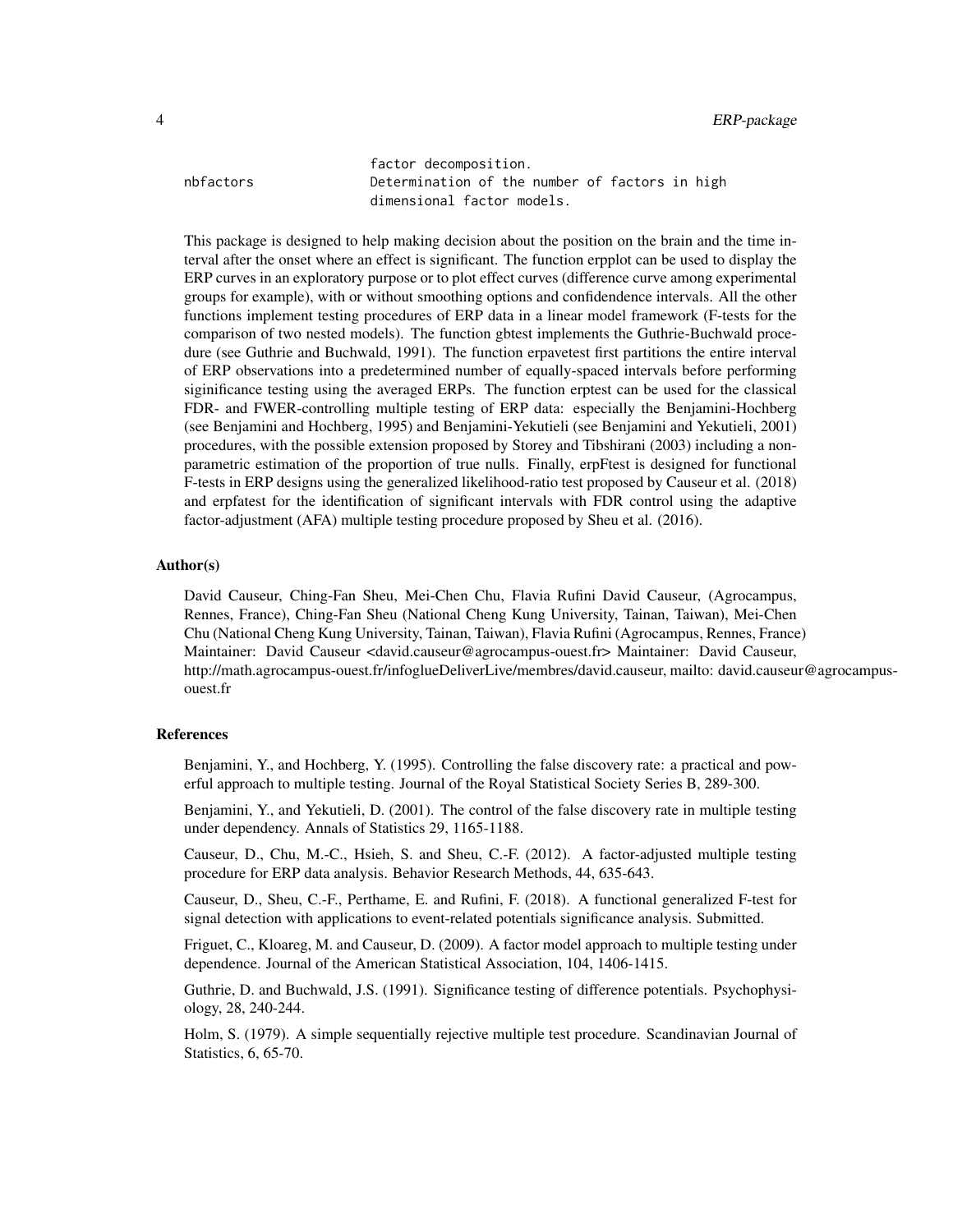```
                    factor decomposition.
nbfactors           Determination of the number of factors in high
                    dimensional factor models.
```

This package is designed to help making decision about the position on the brain and the time interval after the onset where an effect is significant. The function erpplot can be used to display the ERP curves in an exploratory purpose or to plot effect curves (difference curve among experimental groups for example), with or without smoothing options and confidendence intervals. All the other functions implement testing procedures of ERP data in a linear model framework (F-tests for the comparison of two nested models). The function gbtest implements the Guthrie-Buchwald procedure (see Guthrie and Buchwald, 1991). The function erpavetest first partitions the entire interval of ERP observations into a predetermined number of equally-spaced intervals before performing siginificance testing using the averaged ERPs. The function erptest can be used for the classical FDR- and FWER-controlling multiple testing of ERP data: especially the Benjamini-Hochberg (see Benjamini and Hochberg, 1995) and Benjamini-Yekutieli (see Benjamini and Yekutieli, 2001) procedures, with the possible extension proposed by Storey and Tibshirani (2003) including a non-parametric estimation of the proportion of true nulls. Finally, erpFtest is designed for functional F-tests in ERP designs using the generalized likelihood-ratio test proposed by Causeur et al. (2018) and erpfatest for the identification of significant intervals with FDR control using the adaptive factor-adjustment (AFA) multiple testing procedure proposed by Sheu et al. (2016).

### Author(s)

David Causeur, Ching-Fan Sheu, Mei-Chen Chu, Flavia Rufini David Causeur, (Agrocampus, Rennes, France), Ching-Fan Sheu (National Cheng Kung University, Tainan, Taiwan), Mei-Chen Chu (National Cheng Kung University, Tainan, Taiwan), Flavia Rufini (Agrocampus, Rennes, France) Maintainer: David Causeur <david.causeur@agrocampus-ouest.fr> Maintainer: David Causeur, http://math.agrocampus-ouest.fr/infoglueDeliverLive/membres/david.causeur, mailto: david.causeur@agrocampus-ouest.fr

### References

Benjamini, Y., and Hochberg, Y. (1995). Controlling the false discovery rate: a practical and powerful approach to multiple testing. Journal of the Royal Statistical Society Series B, 289-300.

Benjamini, Y., and Yekutieli, D. (2001). The control of the false discovery rate in multiple testing under dependency. Annals of Statistics 29, 1165-1188.

Causeur, D., Chu, M.-C., Hsieh, S. and Sheu, C.-F. (2012). A factor-adjusted multiple testing procedure for ERP data analysis. Behavior Research Methods, 44, 635-643.

Causeur, D., Sheu, C.-F., Perthame, E. and Rufini, F. (2018). A functional generalized F-test for signal detection with applications to event-related potentials significance analysis. Submitted.

Friguet, C., Kloareg, M. and Causeur, D. (2009). A factor model approach to multiple testing under dependence. Journal of the American Statistical Association, 104, 1406-1415.

Guthrie, D. and Buchwald, J.S. (1991). Significance testing of difference potentials. Psychophysiology, 28, 240-244.

Holm, S. (1979). A simple sequentially rejective multiple test procedure. Scandinavian Journal of Statistics, 6, 65-70.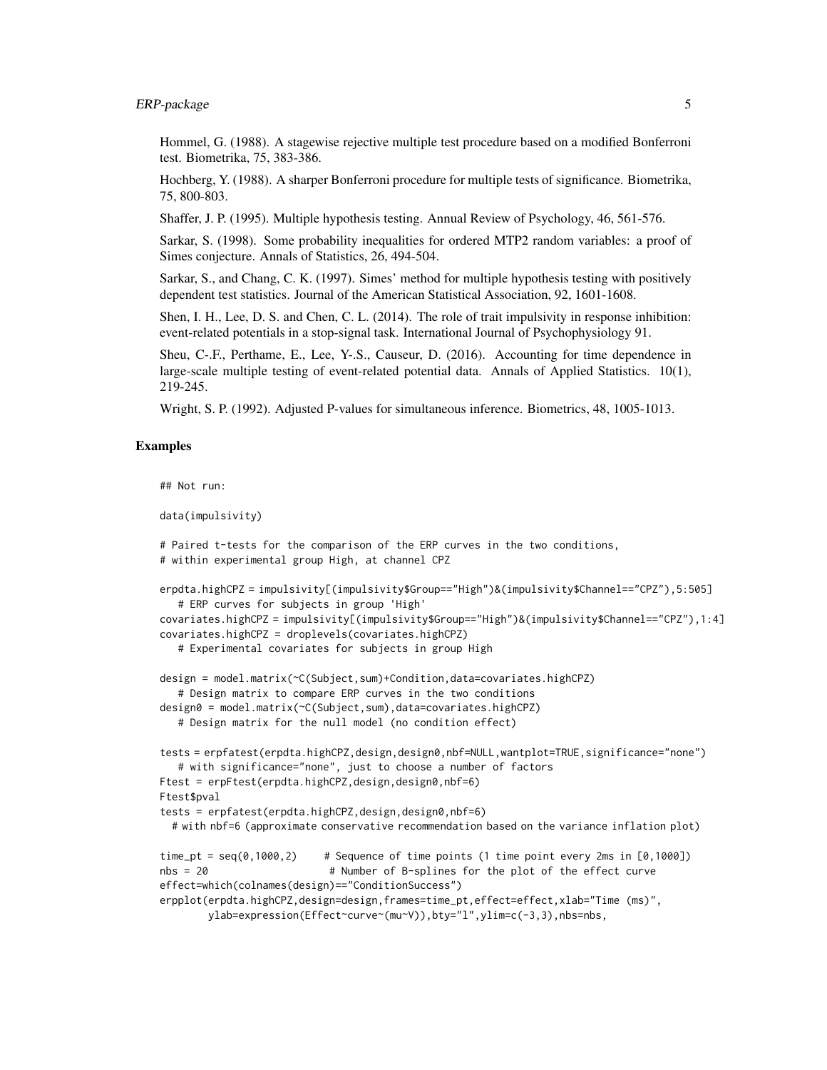Hommel, G. (1988). A stagewise rejective multiple test procedure based on a modified Bonferroni test. Biometrika, 75, 383-386.

Hochberg, Y. (1988). A sharper Bonferroni procedure for multiple tests of significance. Biometrika, 75, 800-803.

Shaffer, J. P. (1995). Multiple hypothesis testing. Annual Review of Psychology, 46, 561-576.

Sarkar, S. (1998). Some probability inequalities for ordered MTP2 random variables: a proof of Simes conjecture. Annals of Statistics, 26, 494-504.

Sarkar, S., and Chang, C. K. (1997). Simes' method for multiple hypothesis testing with positively dependent test statistics. Journal of the American Statistical Association, 92, 1601-1608.

Shen, I. H., Lee, D. S. and Chen, C. L. (2014). The role of trait impulsivity in response inhibition: event-related potentials in a stop-signal task. International Journal of Psychophysiology 91.

Sheu, C-.F., Perthame, E., Lee, Y-.S., Causeur, D. (2016). Accounting for time dependence in large-scale multiple testing of event-related potential data. Annals of Applied Statistics. 10(1), 219-245.

Wright, S. P. (1992). Adjusted P-values for simultaneous inference. Biometrics, 48, 1005-1013.

## Examples

```
## Not run:

data(impulsivity)

# Paired t-tests for the comparison of the ERP curves in the two conditions,
# within experimental group High, at channel CPZ

erpdta.highCPZ = impulsivity[(impulsivity$Group=="High")&(impulsivity$Channel=="CPZ"),5:505]
   # ERP curves for subjects in group 'High'
covariates.highCPZ = impulsivity[(impulsivity$Group=="High")&(impulsivity$Channel=="CPZ"),1:4]
covariates.highCPZ = droplevels(covariates.highCPZ)
   # Experimental covariates for subjects in group High

design = model.matrix(~C(Subject,sum)+Condition,data=covariates.highCPZ)
   # Design matrix to compare ERP curves in the two conditions
design0 = model.matrix(~C(Subject,sum),data=covariates.highCPZ)
   # Design matrix for the null model (no condition effect)

tests = erpfatest(erpdta.highCPZ,design,design0,nbf=NULL,wantplot=TRUE,significance="none")
   # with significance="none", just to choose a number of factors
Ftest = erpFtest(erpdta.highCPZ,design,design0,nbf=6)
Ftest$pval
tests = erpfatest(erpdta.highCPZ,design,design0,nbf=6)
  # with nbf=6 (approximate conservative recommendation based on the variance inflation plot)

time_pt = seq(0,1000,2)     # Sequence of time points (1 time point every 2ms in [0,1000])
nbs = 20                     # Number of B-splines for the plot of the effect curve
effect=which(colnames(design)=="ConditionSuccess")
erpplot(erpdta.highCPZ,design=design,frames=time_pt,effect=effect,xlab="Time (ms)",
        ylab=expression(Effect~curve~(mu~V)),bty="l",ylim=c(-3,3),nbs=nbs,
```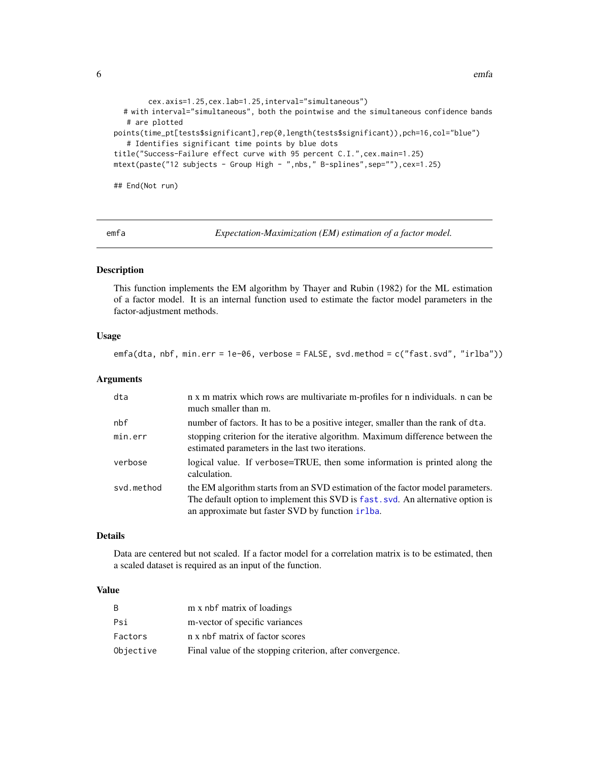```
        cex.axis=1.25,cex.lab=1.25,interval="simultaneous")
   # with interval="simultaneous", both the pointwise and the simultaneous confidence bands
    # are plotted
points(time_pt[tests$significant],rep(0,length(tests$significant)),pch=16,col="blue")
   # Identifies significant time points by blue dots
title("Success-Failure effect curve with 95 percent C.I.",cex.main=1.25)
mtext(paste("12 subjects - Group High - ",nbs," B-splines",sep=""),cex=1.25)

## End(Not run)
```

## emfa — *Expectation-Maximization (EM) estimation of a factor model.*

### Description

This function implements the EM algorithm by Thayer and Rubin (1982) for the ML estimation of a factor model. It is an internal function used to estimate the factor model parameters in the factor-adjustment methods.

### Usage

```
emfa(dta, nbf, min.err = 1e-06, verbose = FALSE, svd.method = c("fast.svd", "irlba"))
```

### Arguments

| | |
|---|---|
| dta | n x m matrix which rows are multivariate m-profiles for n individuals. n can be much smaller than m. |
| nbf | number of factors. It has to be a positive integer, smaller than the rank of dta. |
| min.err | stopping criterion for the iterative algorithm. Maximum difference between the estimated parameters in the last two iterations. |
| verbose | logical value. If verbose=TRUE, then some information is printed along the calculation. |
| svd.method | the EM algorithm starts from an SVD estimation of the factor model parameters. The default option to implement this SVD is fast.svd. An alternative option is an approximate but faster SVD by function irlba. |

### Details

Data are centered but not scaled. If a factor model for a correlation matrix is to be estimated, then a scaled dataset is required as an input of the function.

### Value

| | |
|---|---|
| B | m x nbf matrix of loadings |
| Psi | m-vector of specific variances |
| Factors | n x nbf matrix of factor scores |
| Objective | Final value of the stopping criterion, after convergence. |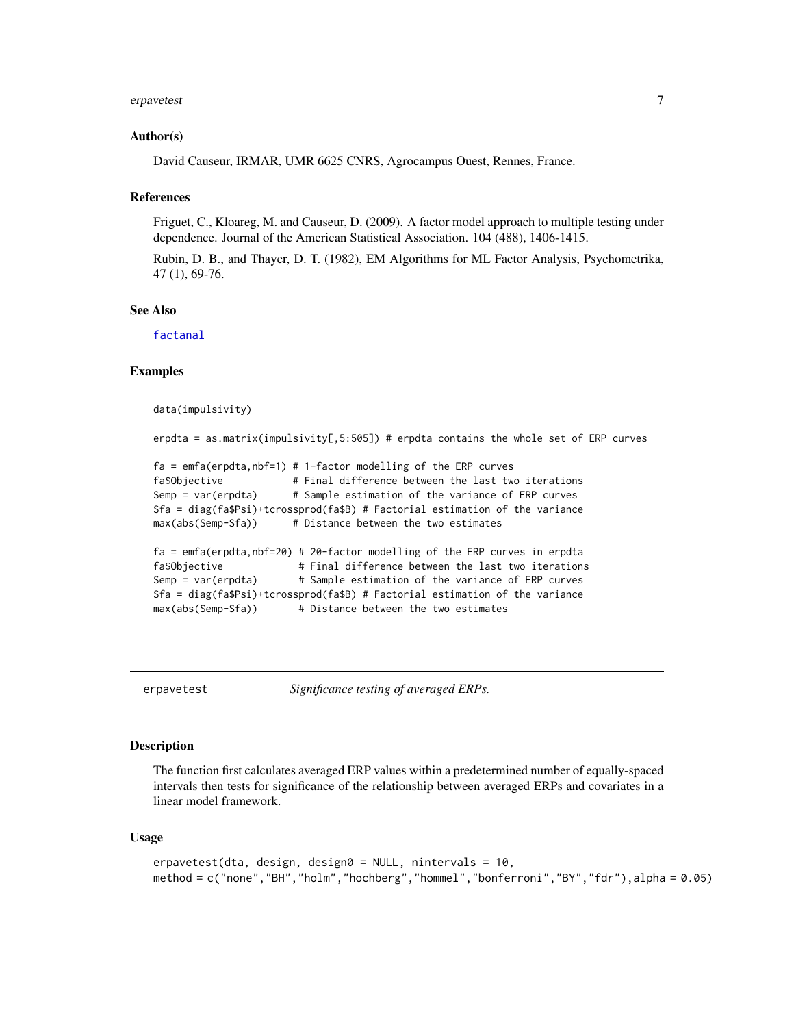### Author(s)

David Causeur, IRMAR, UMR 6625 CNRS, Agrocampus Ouest, Rennes, France.

### References

Friguet, C., Kloareg, M. and Causeur, D. (2009). A factor model approach to multiple testing under dependence. Journal of the American Statistical Association. 104 (488), 1406-1415.

Rubin, D. B., and Thayer, D. T. (1982), EM Algorithms for ML Factor Analysis, Psychometrika, 47 (1), 69-76.

### See Also

factanal

### Examples

```
data(impulsivity)

erpdta = as.matrix(impulsivity[,5:505]) # erpdta contains the whole set of ERP curves

fa = emfa(erpdta,nbf=1) # 1-factor modelling of the ERP curves
fa$Objective            # Final difference between the last two iterations
Semp = var(erpdta)      # Sample estimation of the variance of ERP curves
Sfa = diag(fa$Psi)+tcrossprod(fa$B) # Factorial estimation of the variance
max(abs(Semp-Sfa))      # Distance between the two estimates

fa = emfa(erpdta,nbf=20) # 20-factor modelling of the ERP curves in erpdta
fa$Objective             # Final difference between the last two iterations
Semp = var(erpdta)       # Sample estimation of the variance of ERP curves
Sfa = diag(fa$Psi)+tcrossprod(fa$B) # Factorial estimation of the variance
max(abs(Semp-Sfa))       # Distance between the two estimates
```

---

## erpavetest — *Significance testing of averaged ERPs.*

### Description

The function first calculates averaged ERP values within a predetermined number of equally-spaced intervals then tests for significance of the relationship between averaged ERPs and covariates in a linear model framework.

### Usage

```
erpavetest(dta, design, design0 = NULL, nintervals = 10,
method = c("none","BH","holm","hochberg","hommel","bonferroni","BY","fdr"),alpha = 0.05)
```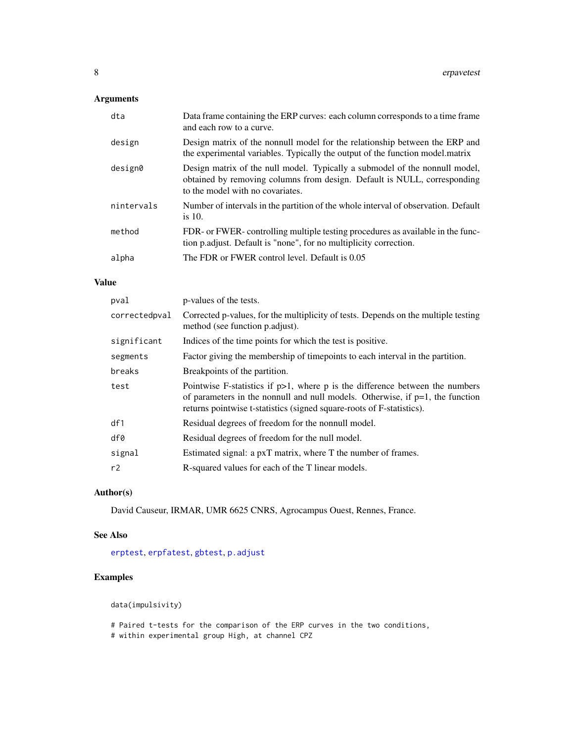### Arguments

| | |
|---|---|
| dta | Data frame containing the ERP curves: each column corresponds to a time frame and each row to a curve. |
| design | Design matrix of the nonnull model for the relationship between the ERP and the experimental variables. Typically the output of the function model.matrix |
| design0 | Design matrix of the null model. Typically a submodel of the nonnull model, obtained by removing columns from design. Default is NULL, corresponding to the model with no covariates. |
| nintervals | Number of intervals in the partition of the whole interval of observation. Default is 10. |
| method | FDR- or FWER- controlling multiple testing procedures as available in the function p.adjust. Default is "none", for no multiplicity correction. |
| alpha | The FDR or FWER control level. Default is 0.05 |

### Value

| | |
|---|---|
| pval | p-values of the tests. |
| correctedpval | Corrected p-values, for the multiplicity of tests. Depends on the multiple testing method (see function p.adjust). |
| significant | Indices of the time points for which the test is positive. |
| segments | Factor giving the membership of timepoints to each interval in the partition. |
| breaks | Breakpoints of the partition. |
| test | Pointwise F-statistics if p>1, where p is the difference between the numbers of parameters in the nonnull and null models. Otherwise, if p=1, the function returns pointwise t-statistics (signed square-roots of F-statistics). |
| df1 | Residual degrees of freedom for the nonnull model. |
| df0 | Residual degrees of freedom for the null model. |
| signal | Estimated signal: a pxT matrix, where T the number of frames. |
| r2 | R-squared values for each of the T linear models. |

### Author(s)

David Causeur, IRMAR, UMR 6625 CNRS, Agrocampus Ouest, Rennes, France.

### See Also

erptest, erpfatest, gbtest, p.adjust

### Examples

```
data(impulsivity)

# Paired t-tests for the comparison of the ERP curves in the two conditions,
# within experimental group High, at channel CPZ
```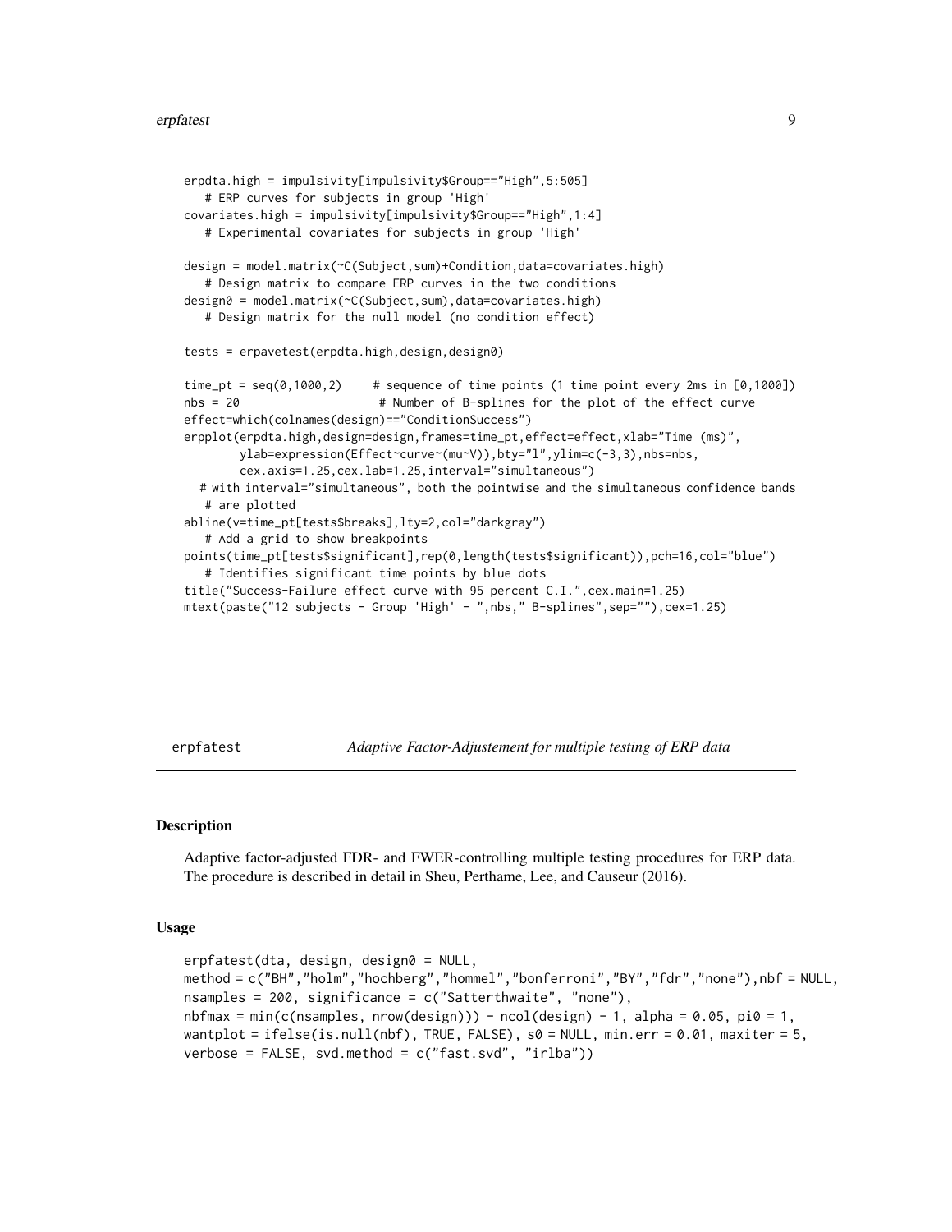```
erpdta.high = impulsivity[impulsivity$Group=="High",5:505]
   # ERP curves for subjects in group 'High'
covariates.high = impulsivity[impulsivity$Group=="High",1:4]
   # Experimental covariates for subjects in group 'High'

design = model.matrix(~C(Subject,sum)+Condition,data=covariates.high)
   # Design matrix to compare ERP curves in the two conditions
design0 = model.matrix(~C(Subject,sum),data=covariates.high)
   # Design matrix for the null model (no condition effect)

tests = erpavetest(erpdta.high,design,design0)

time_pt = seq(0,1000,2)     # sequence of time points (1 time point every 2ms in [0,1000])
nbs = 20                    # Number of B-splines for the plot of the effect curve
effect=which(colnames(design)=="ConditionSuccess")
erpplot(erpdta.high,design=design,frames=time_pt,effect=effect,xlab="Time (ms)",
        ylab=expression(Effect~curve~(mu~V)),bty="l",ylim=c(-3,3),nbs=nbs,
        cex.axis=1.25,cex.lab=1.25,interval="simultaneous")
  # with interval="simultaneous", both the pointwise and the simultaneous confidence bands
   # are plotted
abline(v=time_pt[tests$breaks],lty=2,col="darkgray")
   # Add a grid to show breakpoints
points(time_pt[tests$significant],rep(0,length(tests$significant)),pch=16,col="blue")
   # Identifies significant time points by blue dots
title("Success-Failure effect curve with 95 percent C.I.",cex.main=1.25)
mtext(paste("12 subjects - Group 'High' - ",nbs," B-splines",sep=""),cex=1.25)
```

---

## erpfatest — *Adaptive Factor-Adjustement for multiple testing of ERP data*

### Description

Adaptive factor-adjusted FDR- and FWER-controlling multiple testing procedures for ERP data. The procedure is described in detail in Sheu, Perthame, Lee, and Causeur (2016).

### Usage

```
erpfatest(dta, design, design0 = NULL,
method = c("BH","holm","hochberg","hommel","bonferroni","BY","fdr","none"),nbf = NULL,
nsamples = 200, significance = c("Satterthwaite", "none"),
nbfmax = min(c(nsamples, nrow(design))) - ncol(design) - 1, alpha = 0.05, pi0 = 1,
wantplot = ifelse(is.null(nbf), TRUE, FALSE), s0 = NULL, min.err = 0.01, maxiter = 5,
verbose = FALSE, svd.method = c("fast.svd", "irlba"))
```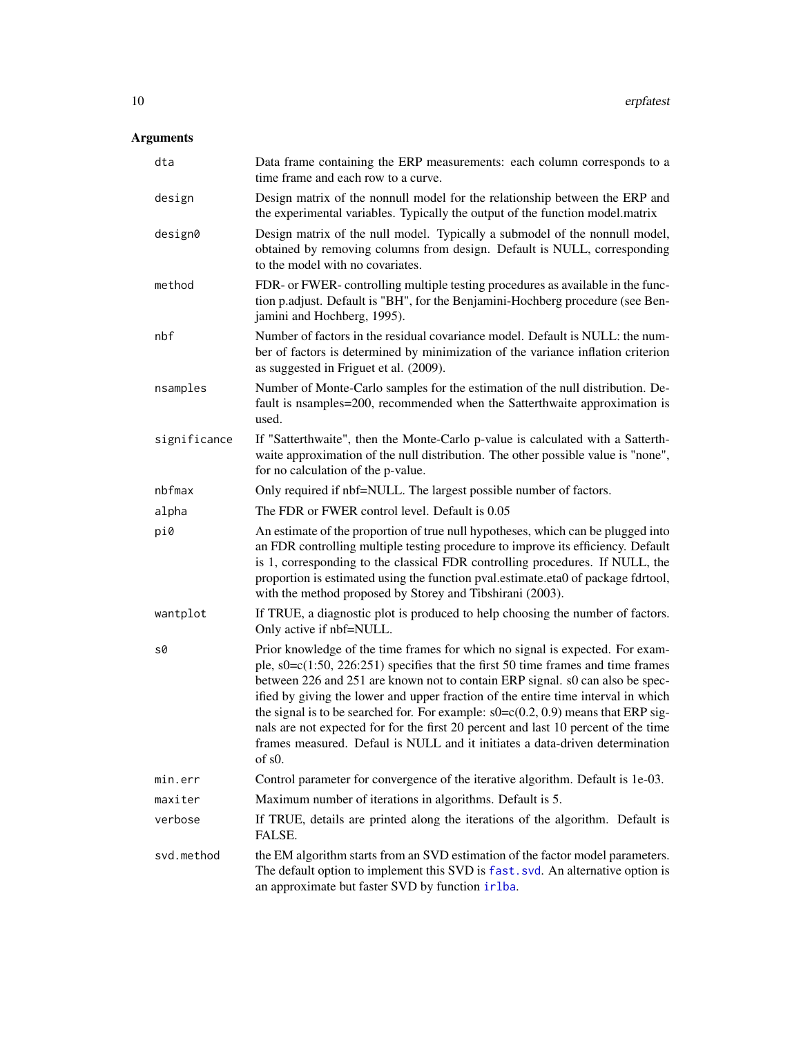## Arguments

| Argument | Description |
| --- | --- |
| `dta` | Data frame containing the ERP measurements: each column corresponds to a time frame and each row to a curve. |
| `design` | Design matrix of the nonnull model for the relationship between the ERP and the experimental variables. Typically the output of the function model.matrix |
| `design0` | Design matrix of the null model. Typically a submodel of the nonnull model, obtained by removing columns from design. Default is NULL, corresponding to the model with no covariates. |
| `method` | FDR- or FWER- controlling multiple testing procedures as available in the function p.adjust. Default is "BH", for the Benjamini-Hochberg procedure (see Benjamini and Hochberg, 1995). |
| `nbf` | Number of factors in the residual covariance model. Default is NULL: the number of factors is determined by minimization of the variance inflation criterion as suggested in Friguet et al. (2009). |
| `nsamples` | Number of Monte-Carlo samples for the estimation of the null distribution. Default is nsamples=200, recommended when the Satterthwaite approximation is used. |
| `significance` | If "Satterthwaite", then the Monte-Carlo p-value is calculated with a Satterthwaite approximation of the null distribution. The other possible value is "none", for no calculation of the p-value. |
| `nbfmax` | Only required if nbf=NULL. The largest possible number of factors. |
| `alpha` | The FDR or FWER control level. Default is 0.05 |
| `pi0` | An estimate of the proportion of true null hypotheses, which can be plugged into an FDR controlling multiple testing procedure to improve its efficiency. Default is 1, corresponding to the classical FDR controlling procedures. If NULL, the proportion is estimated using the function pval.estimate.eta0 of package fdrtool, with the method proposed by Storey and Tibshirani (2003). |
| `wantplot` | If TRUE, a diagnostic plot is produced to help choosing the number of factors. Only active if nbf=NULL. |
| `s0` | Prior knowledge of the time frames for which no signal is expected. For example, s0=c(1:50, 226:251) specifies that the first 50 time frames and time frames between 226 and 251 are known not to contain ERP signal. s0 can also be specified by giving the lower and upper fraction of the entire time interval in which the signal is to be searched for. For example: s0=c(0.2, 0.9) means that ERP signals are not expected for for the first 20 percent and last 10 percent of the time frames measured. Defaul is NULL and it initiates a data-driven determination of s0. |
| `min.err` | Control parameter for convergence of the iterative algorithm. Default is 1e-03. |
| `maxiter` | Maximum number of iterations in algorithms. Default is 5. |
| `verbose` | If TRUE, details are printed along the iterations of the algorithm. Default is FALSE. |
| `svd.method` | the EM algorithm starts from an SVD estimation of the factor model parameters. The default option to implement this SVD is `fast.svd`. An alternative option is an approximate but faster SVD by function `irlba`. |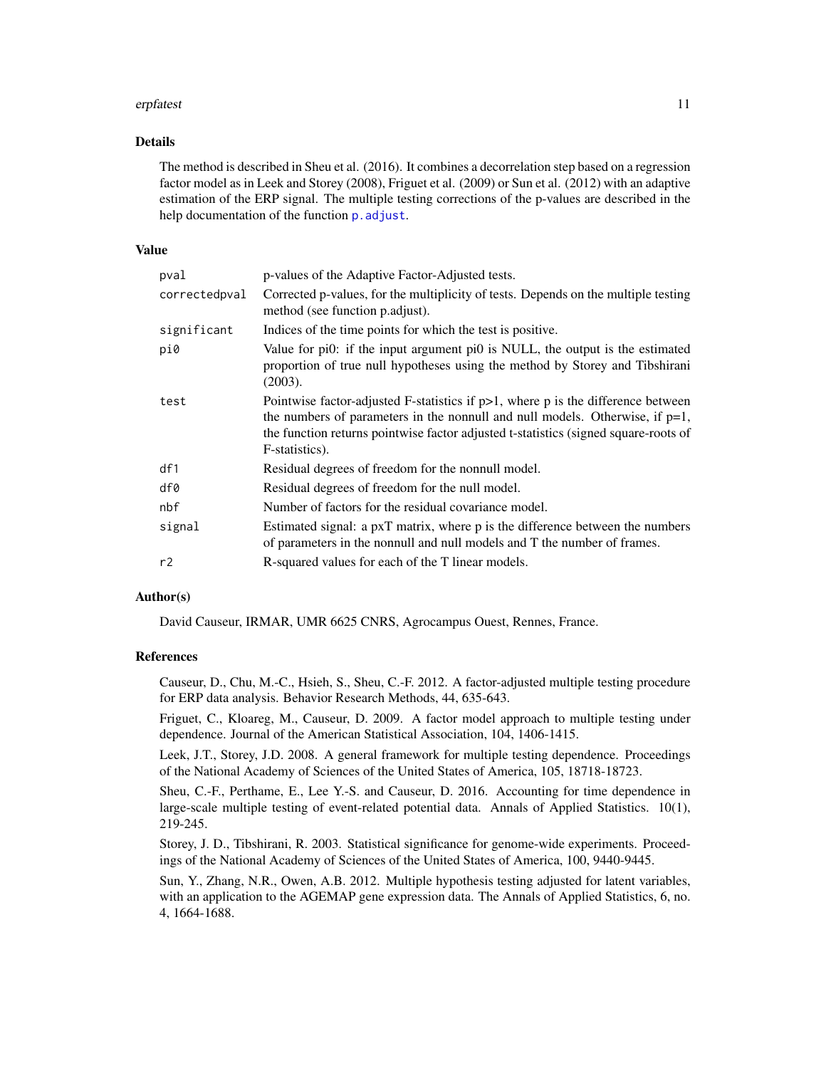### Details

The method is described in Sheu et al. (2016). It combines a decorrelation step based on a regression factor model as in Leek and Storey (2008), Friguet et al. (2009) or Sun et al. (2012) with an adaptive estimation of the ERP signal. The multiple testing corrections of the p-values are described in the help documentation of the function `p.adjust`.

### Value

| | |
|---|---|
| `pval` | p-values of the Adaptive Factor-Adjusted tests. |
| `correctedpval` | Corrected p-values, for the multiplicity of tests. Depends on the multiple testing method (see function p.adjust). |
| `significant` | Indices of the time points for which the test is positive. |
| `pi0` | Value for pi0: if the input argument pi0 is NULL, the output is the estimated proportion of true null hypotheses using the method by Storey and Tibshirani (2003). |
| `test` | Pointwise factor-adjusted F-statistics if p>1, where p is the difference between the numbers of parameters in the nonnull and null models. Otherwise, if p=1, the function returns pointwise factor adjusted t-statistics (signed square-roots of F-statistics). |
| `df1` | Residual degrees of freedom for the nonnull model. |
| `df0` | Residual degrees of freedom for the null model. |
| `nbf` | Number of factors for the residual covariance model. |
| `signal` | Estimated signal: a pxT matrix, where p is the difference between the numbers of parameters in the nonnull and null models and T the number of frames. |
| `r2` | R-squared values for each of the T linear models. |

### Author(s)

David Causeur, IRMAR, UMR 6625 CNRS, Agrocampus Ouest, Rennes, France.

### References

Causeur, D., Chu, M.-C., Hsieh, S., Sheu, C.-F. 2012. A factor-adjusted multiple testing procedure for ERP data analysis. Behavior Research Methods, 44, 635-643.

Friguet, C., Kloareg, M., Causeur, D. 2009. A factor model approach to multiple testing under dependence. Journal of the American Statistical Association, 104, 1406-1415.

Leek, J.T., Storey, J.D. 2008. A general framework for multiple testing dependence. Proceedings of the National Academy of Sciences of the United States of America, 105, 18718-18723.

Sheu, C.-F., Perthame, E., Lee Y.-S. and Causeur, D. 2016. Accounting for time dependence in large-scale multiple testing of event-related potential data. Annals of Applied Statistics. 10(1), 219-245.

Storey, J. D., Tibshirani, R. 2003. Statistical significance for genome-wide experiments. Proceedings of the National Academy of Sciences of the United States of America, 100, 9440-9445.

Sun, Y., Zhang, N.R., Owen, A.B. 2012. Multiple hypothesis testing adjusted for latent variables, with an application to the AGEMAP gene expression data. The Annals of Applied Statistics, 6, no. 4, 1664-1688.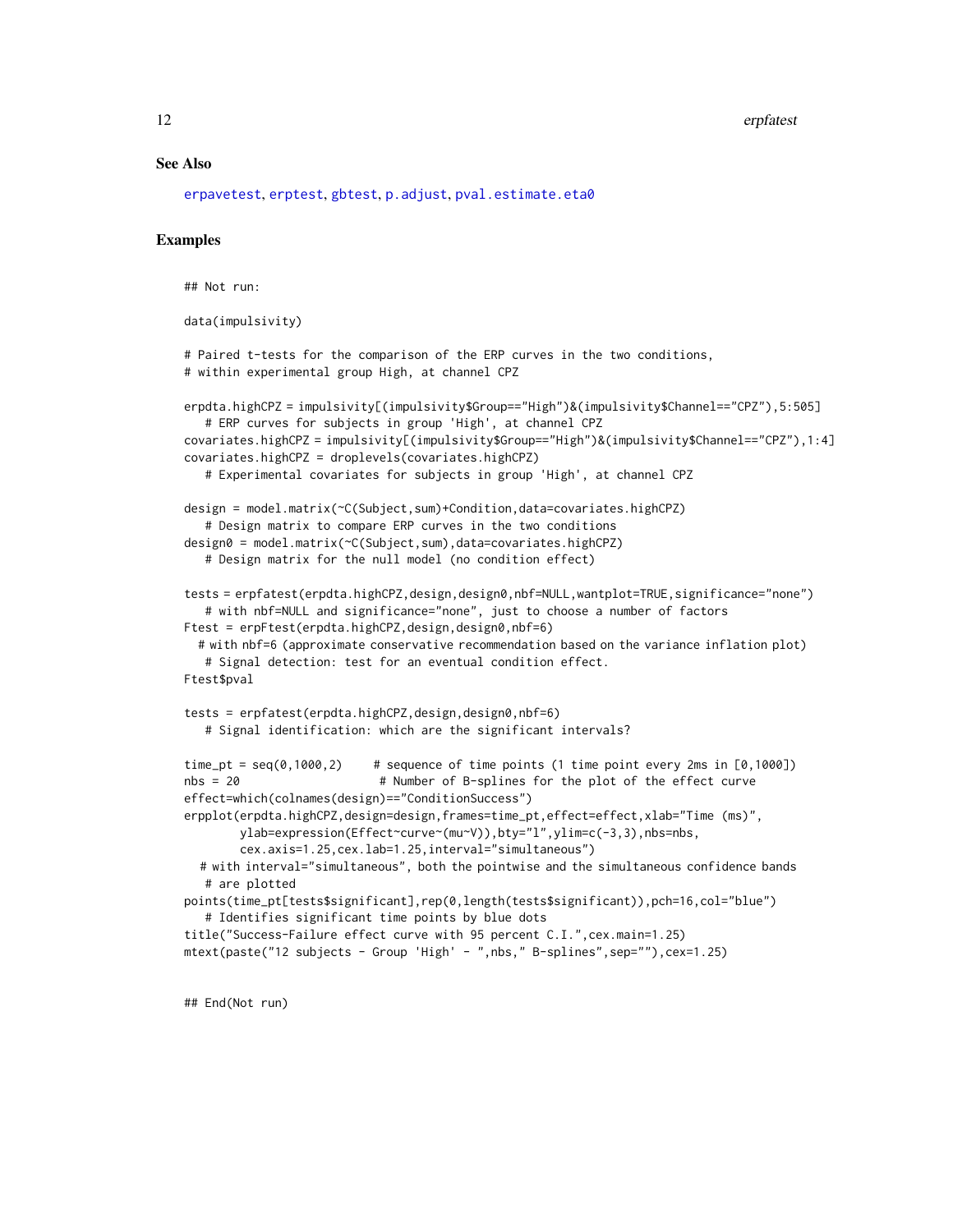### See Also

erpavetest, erptest, gbtest, p.adjust, pval.estimate.eta0

### Examples

```
## Not run:

data(impulsivity)

# Paired t-tests for the comparison of the ERP curves in the two conditions,
# within experimental group High, at channel CPZ

erpdta.highCPZ = impulsivity[(impulsivity$Group=="High")&(impulsivity$Channel=="CPZ"),5:505]
   # ERP curves for subjects in group 'High', at channel CPZ
covariates.highCPZ = impulsivity[(impulsivity$Group=="High")&(impulsivity$Channel=="CPZ"),1:4]
covariates.highCPZ = droplevels(covariates.highCPZ)
   # Experimental covariates for subjects in group 'High', at channel CPZ

design = model.matrix(~C(Subject,sum)+Condition,data=covariates.highCPZ)
   # Design matrix to compare ERP curves in the two conditions
design0 = model.matrix(~C(Subject,sum),data=covariates.highCPZ)
   # Design matrix for the null model (no condition effect)

tests = erpfatest(erpdta.highCPZ,design,design0,nbf=NULL,wantplot=TRUE,significance="none")
   # with nbf=NULL and significance="none", just to choose a number of factors
Ftest = erpFtest(erpdta.highCPZ,design,design0,nbf=6)
  # with nbf=6 (approximate conservative recommendation based on the variance inflation plot)
   # Signal detection: test for an eventual condition effect.
Ftest$pval

tests = erpfatest(erpdta.highCPZ,design,design0,nbf=6)
   # Signal identification: which are the significant intervals?

time_pt = seq(0,1000,2)     # sequence of time points (1 time point every 2ms in [0,1000])
nbs = 20                    # Number of B-splines for the plot of the effect curve
effect=which(colnames(design)=="ConditionSuccess")
erpplot(erpdta.highCPZ,design=design,frames=time_pt,effect=effect,xlab="Time (ms)",
        ylab=expression(Effect~curve~(mu~V)),bty="l",ylim=c(-3,3),nbs=nbs,
        cex.axis=1.25,cex.lab=1.25,interval="simultaneous")
  # with interval="simultaneous", both the pointwise and the simultaneous confidence bands
   # are plotted
points(time_pt[tests$significant],rep(0,length(tests$significant)),pch=16,col="blue")
   # Identifies significant time points by blue dots
title("Success-Failure effect curve with 95 percent C.I.",cex.main=1.25)
mtext(paste("12 subjects - Group 'High' - ",nbs," B-splines",sep=""),cex=1.25)


## End(Not run)
```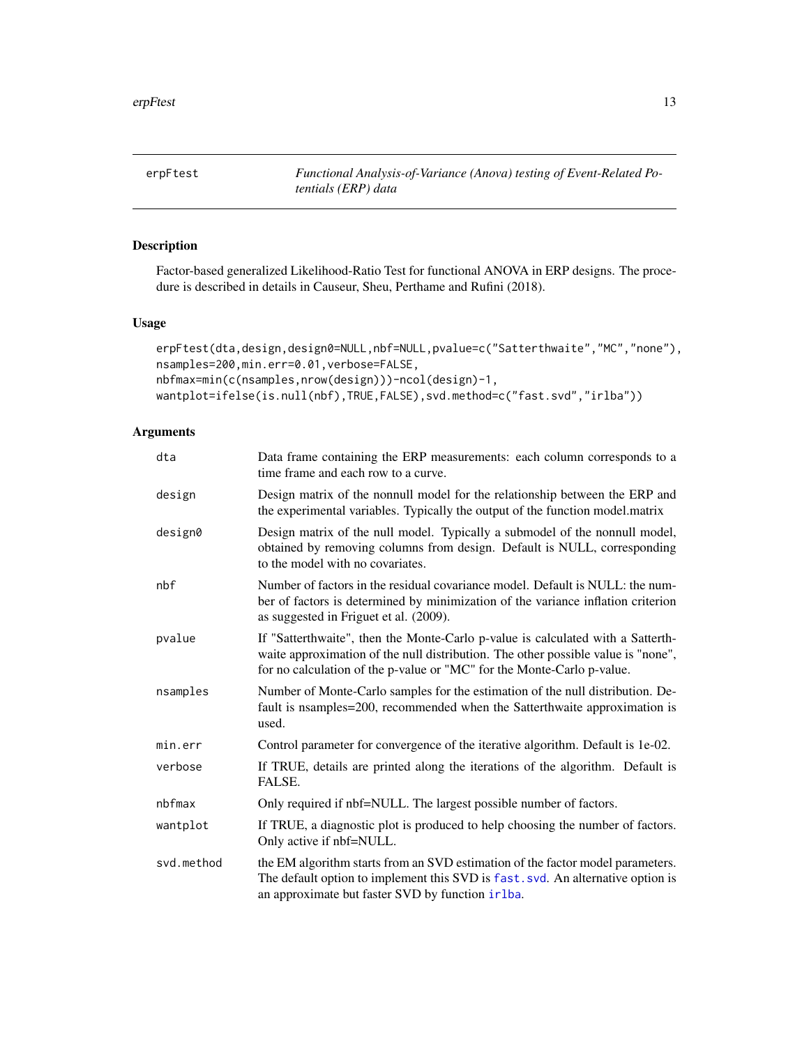# erpFtest — *Functional Analysis-of-Variance (Anova) testing of Event-Related Potentials (ERP) data*

## Description

Factor-based generalized Likelihood-Ratio Test for functional ANOVA in ERP designs. The procedure is described in details in Causeur, Sheu, Perthame and Rufini (2018).

## Usage

```
erpFtest(dta,design,design0=NULL,nbf=NULL,pvalue=c("Satterthwaite","MC","none"),
nsamples=200,min.err=0.01,verbose=FALSE,
nbfmax=min(c(nsamples,nrow(design)))-ncol(design)-1,
wantplot=ifelse(is.null(nbf),TRUE,FALSE),svd.method=c("fast.svd","irlba"))
```

## Arguments

| | |
|---|---|
| `dta` | Data frame containing the ERP measurements: each column corresponds to a time frame and each row to a curve. |
| `design` | Design matrix of the nonnull model for the relationship between the ERP and the experimental variables. Typically the output of the function model.matrix |
| `design0` | Design matrix of the null model. Typically a submodel of the nonnull model, obtained by removing columns from design. Default is NULL, corresponding to the model with no covariates. |
| `nbf` | Number of factors in the residual covariance model. Default is NULL: the number of factors is determined by minimization of the variance inflation criterion as suggested in Friguet et al. (2009). |
| `pvalue` | If "Satterthwaite", then the Monte-Carlo p-value is calculated with a Satterthwaite approximation of the null distribution. The other possible value is "none", for no calculation of the p-value or "MC" for the Monte-Carlo p-value. |
| `nsamples` | Number of Monte-Carlo samples for the estimation of the null distribution. Default is nsamples=200, recommended when the Satterthwaite approximation is used. |
| `min.err` | Control parameter for convergence of the iterative algorithm. Default is 1e-02. |
| `verbose` | If TRUE, details are printed along the iterations of the algorithm. Default is FALSE. |
| `nbfmax` | Only required if nbf=NULL. The largest possible number of factors. |
| `wantplot` | If TRUE, a diagnostic plot is produced to help choosing the number of factors. Only active if nbf=NULL. |
| `svd.method` | the EM algorithm starts from an SVD estimation of the factor model parameters. The default option to implement this SVD is `fast.svd`. An alternative option is an approximate but faster SVD by function `irlba`. |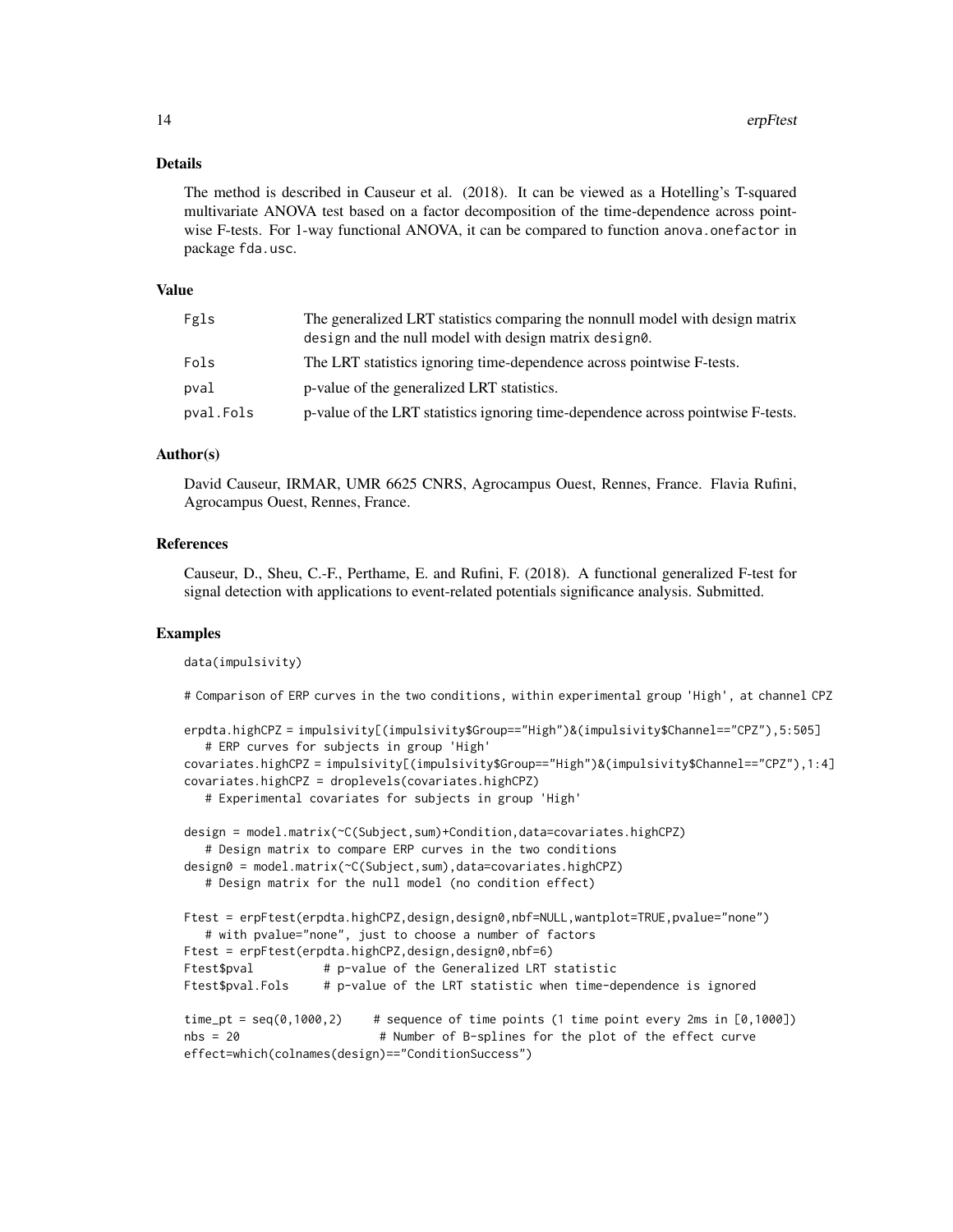### Details

The method is described in Causeur et al. (2018). It can be viewed as a Hotelling's T-squared multivariate ANOVA test based on a factor decomposition of the time-dependence across pointwise F-tests. For 1-way functional ANOVA, it can be compared to function `anova.onefactor` in package `fda.usc`.

### Value

| | |
|---|---|
| Fgls | The generalized LRT statistics comparing the nonnull model with design matrix design and the null model with design matrix design0. |
| Fols | The LRT statistics ignoring time-dependence across pointwise F-tests. |
| pval | p-value of the generalized LRT statistics. |
| pval.Fols | p-value of the LRT statistics ignoring time-dependence across pointwise F-tests. |

### Author(s)

David Causeur, IRMAR, UMR 6625 CNRS, Agrocampus Ouest, Rennes, France. Flavia Rufini, Agrocampus Ouest, Rennes, France.

### References

Causeur, D., Sheu, C.-F., Perthame, E. and Rufini, F. (2018). A functional generalized F-test for signal detection with applications to event-related potentials significance analysis. Submitted.

### Examples

```
data(impulsivity)

# Comparison of ERP curves in the two conditions, within experimental group 'High', at channel CPZ

erpdta.highCPZ = impulsivity[(impulsivity$Group=="High")&(impulsivity$Channel=="CPZ"),5:505]
   # ERP curves for subjects in group 'High'
covariates.highCPZ = impulsivity[(impulsivity$Group=="High")&(impulsivity$Channel=="CPZ"),1:4]
covariates.highCPZ = droplevels(covariates.highCPZ)
   # Experimental covariates for subjects in group 'High'

design = model.matrix(~C(Subject,sum)+Condition,data=covariates.highCPZ)
   # Design matrix to compare ERP curves in the two conditions
design0 = model.matrix(~C(Subject,sum),data=covariates.highCPZ)
   # Design matrix for the null model (no condition effect)

Ftest = erpFtest(erpdta.highCPZ,design,design0,nbf=NULL,wantplot=TRUE,pvalue="none")
   # with pvalue="none", just to choose a number of factors
Ftest = erpFtest(erpdta.highCPZ,design,design0,nbf=6)
Ftest$pval          # p-value of the Generalized LRT statistic
Ftest$pval.Fols     # p-value of the LRT statistic when time-dependence is ignored

time_pt = seq(0,1000,2)     # sequence of time points (1 time point every 2ms in [0,1000])
nbs = 20                     # Number of B-splines for the plot of the effect curve
effect=which(colnames(design)=="ConditionSuccess")
```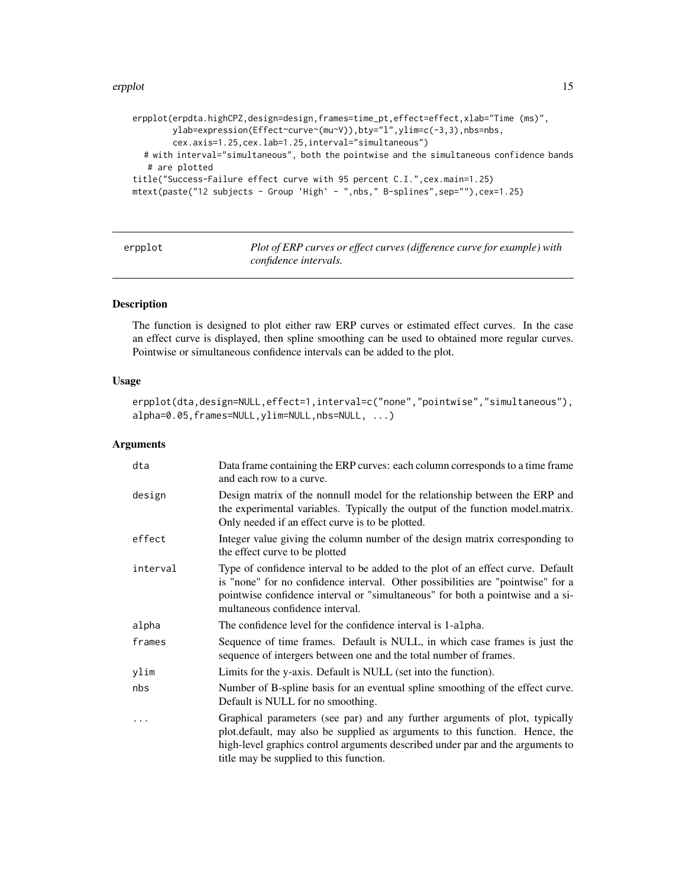```
ergplot(erpdta.highCPZ,design=design,frames=time_pt,effect=effect,xlab="Time (ms)",
        ylab=expression(Effect~curve~(mu~V)),bty="l",ylim=c(-3,3),nbs=nbs,
        cex.axis=1.25,cex.lab=1.25,interval="simultaneous")
  # with interval="simultaneous", both the pointwise and the simultaneous confidence bands
   # are plotted
title("Success-Failure effect curve with 95 percent C.I.",cex.main=1.25)
mtext(paste("12 subjects - Group 'High' - ",nbs," B-splines",sep=""),cex=1.25)
```

---

## erpplot — *Plot of ERP curves or effect curves (difference curve for example) with confidence intervals.*

### Description

The function is designed to plot either raw ERP curves or estimated effect curves. In the case an effect curve is displayed, then spline smoothing can be used to obtained more regular curves. Pointwise or simultaneous confidence intervals can be added to the plot.

### Usage

```
erpplot(dta,design=NULL,effect=1,interval=c("none","pointwise","simultaneous"),
alpha=0.05,frames=NULL,ylim=NULL,nbs=NULL, ...)
```

### Arguments

| | |
|---|---|
| dta | Data frame containing the ERP curves: each column corresponds to a time frame and each row to a curve. |
| design | Design matrix of the nonnull model for the relationship between the ERP and the experimental variables. Typically the output of the function model.matrix. Only needed if an effect curve is to be plotted. |
| effect | Integer value giving the column number of the design matrix corresponding to the effect curve to be plotted |
| interval | Type of confidence interval to be added to the plot of an effect curve. Default is "none" for no confidence interval. Other possibilities are "pointwise" for a pointwise confidence interval or "simultaneous" for both a pointwise and a simultaneous confidence interval. |
| alpha | The confidence level for the confidence interval is 1-alpha. |
| frames | Sequence of time frames. Default is NULL, in which case frames is just the sequence of intergers between one and the total number of frames. |
| ylim | Limits for the y-axis. Default is NULL (set into the function). |
| nbs | Number of B-spline basis for an eventual spline smoothing of the effect curve. Default is NULL for no smoothing. |
| ... | Graphical parameters (see par) and any further arguments of plot, typically plot.default, may also be supplied as arguments to this function. Hence, the high-level graphics control arguments described under par and the arguments to title may be supplied to this function. |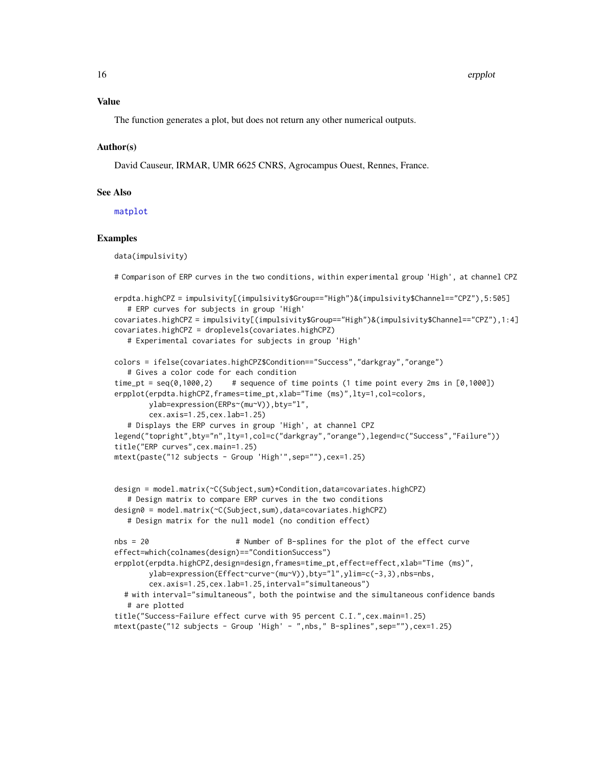## Value

The function generates a plot, but does not return any other numerical outputs.

## Author(s)

David Causeur, IRMAR, UMR 6625 CNRS, Agrocampus Ouest, Rennes, France.

## See Also

matplot

## Examples

```
data(impulsivity)

# Comparison of ERP curves in the two conditions, within experimental group 'High', at channel CPZ

erpdta.highCPZ = impulsivity[(impulsivity$Group=="High")&(impulsivity$Channel=="CPZ"),5:505]
   # ERP curves for subjects in group 'High'
covariates.highCPZ = impulsivity[(impulsivity$Group=="High")&(impulsivity$Channel=="CPZ"),1:4]
covariates.highCPZ = droplevels(covariates.highCPZ)
   # Experimental covariates for subjects in group 'High'

colors = ifelse(covariates.highCPZ$Condition=="Success","darkgray","orange")
   # Gives a color code for each condition
time_pt = seq(0,1000,2)     # sequence of time points (1 time point every 2ms in [0,1000])
erpplot(erpdta.highCPZ,frames=time_pt,xlab="Time (ms)",lty=1,col=colors,
        ylab=expression(ERPs~(mu~V)),bty="l",
        cex.axis=1.25,cex.lab=1.25)
   # Displays the ERP curves in group 'High', at channel CPZ
legend("topright",bty="n",lty=1,col=c("darkgray","orange"),legend=c("Success","Failure"))
title("ERP curves",cex.main=1.25)
mtext(paste("12 subjects - Group 'High'",sep=""),cex=1.25)


design = model.matrix(~C(Subject,sum)+Condition,data=covariates.highCPZ)
   # Design matrix to compare ERP curves in the two conditions
design0 = model.matrix(~C(Subject,sum),data=covariates.highCPZ)
   # Design matrix for the null model (no condition effect)

nbs = 20                    # Number of B-splines for the plot of the effect curve
effect=which(colnames(design)=="ConditionSuccess")
erpplot(erpdta.highCPZ,design=design,frames=time_pt,effect=effect,xlab="Time (ms)",
        ylab=expression(Effect~curve~(mu~V)),bty="l",ylim=c(-3,3),nbs=nbs,
        cex.axis=1.25,cex.lab=1.25,interval="simultaneous")
  # with interval="simultaneous", both the pointwise and the simultaneous confidence bands
   # are plotted
title("Success-Failure effect curve with 95 percent C.I.",cex.main=1.25)
mtext(paste("12 subjects - Group 'High' - ",nbs," B-splines",sep=""),cex=1.25)
```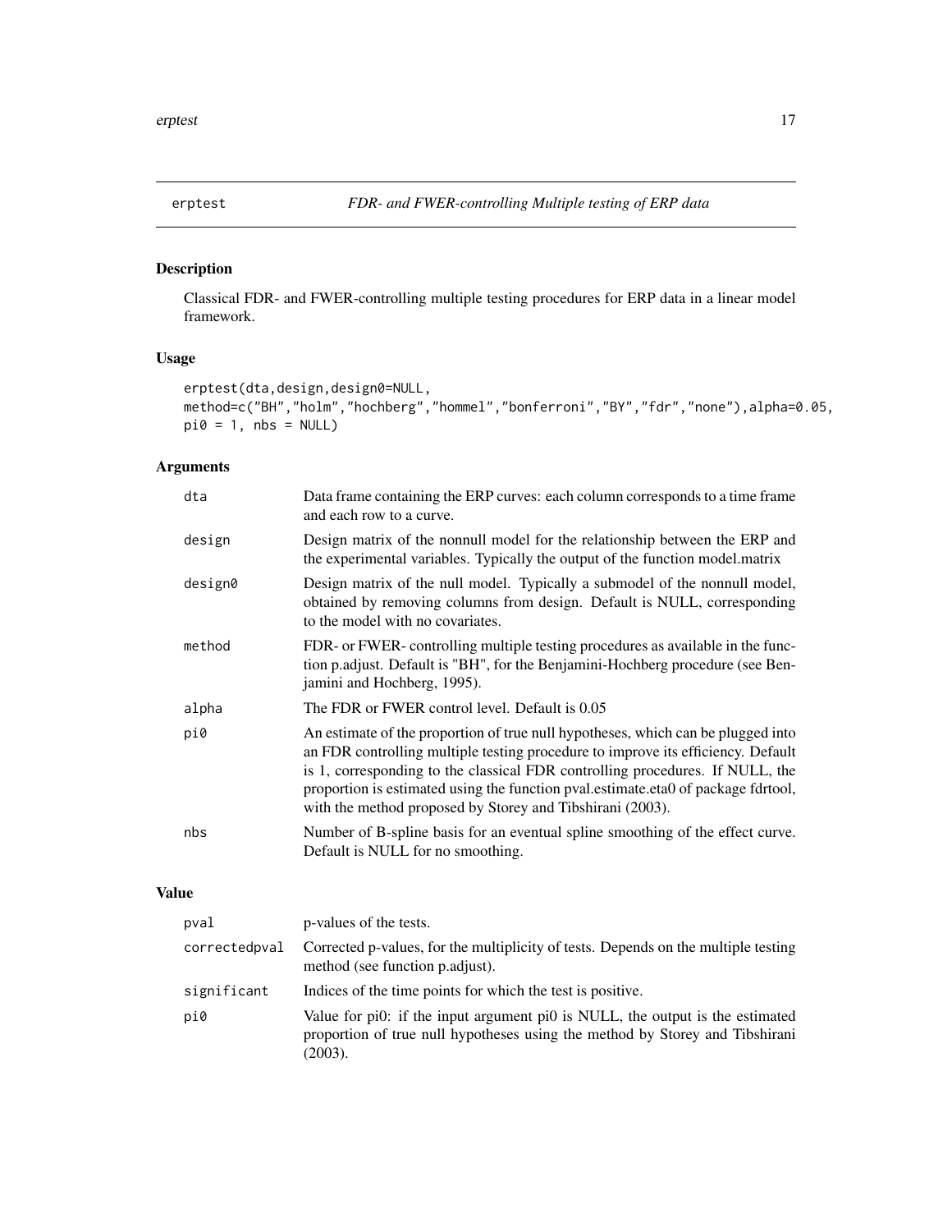## erptest — *FDR- and FWER-controlling Multiple testing of ERP data*

### Description

Classical FDR- and FWER-controlling multiple testing procedures for ERP data in a linear model framework.

### Usage

```
erptest(dta,design,design0=NULL,
method=c("BH","holm","hochberg","hommel","bonferroni","BY","fdr","none"),alpha=0.05,
pi0 = 1, nbs = NULL)
```

### Arguments

| | |
|---|---|
| `dta` | Data frame containing the ERP curves: each column corresponds to a time frame and each row to a curve. |
| `design` | Design matrix of the nonnull model for the relationship between the ERP and the experimental variables. Typically the output of the function model.matrix |
| `design0` | Design matrix of the null model. Typically a submodel of the nonnull model, obtained by removing columns from design. Default is NULL, corresponding to the model with no covariates. |
| `method` | FDR- or FWER- controlling multiple testing procedures as available in the function p.adjust. Default is "BH", for the Benjamini-Hochberg procedure (see Benjamini and Hochberg, 1995). |
| `alpha` | The FDR or FWER control level. Default is 0.05 |
| `pi0` | An estimate of the proportion of true null hypotheses, which can be plugged into an FDR controlling multiple testing procedure to improve its efficiency. Default is 1, corresponding to the classical FDR controlling procedures. If NULL, the proportion is estimated using the function pval.estimate.eta0 of package fdrtool, with the method proposed by Storey and Tibshirani (2003). |
| `nbs` | Number of B-spline basis for an eventual spline smoothing of the effect curve. Default is NULL for no smoothing. |

### Value

| | |
|---|---|
| `pval` | p-values of the tests. |
| `correctedpval` | Corrected p-values, for the multiplicity of tests. Depends on the multiple testing method (see function p.adjust). |
| `significant` | Indices of the time points for which the test is positive. |
| `pi0` | Value for pi0: if the input argument pi0 is NULL, the output is the estimated proportion of true null hypotheses using the method by Storey and Tibshirani (2003). |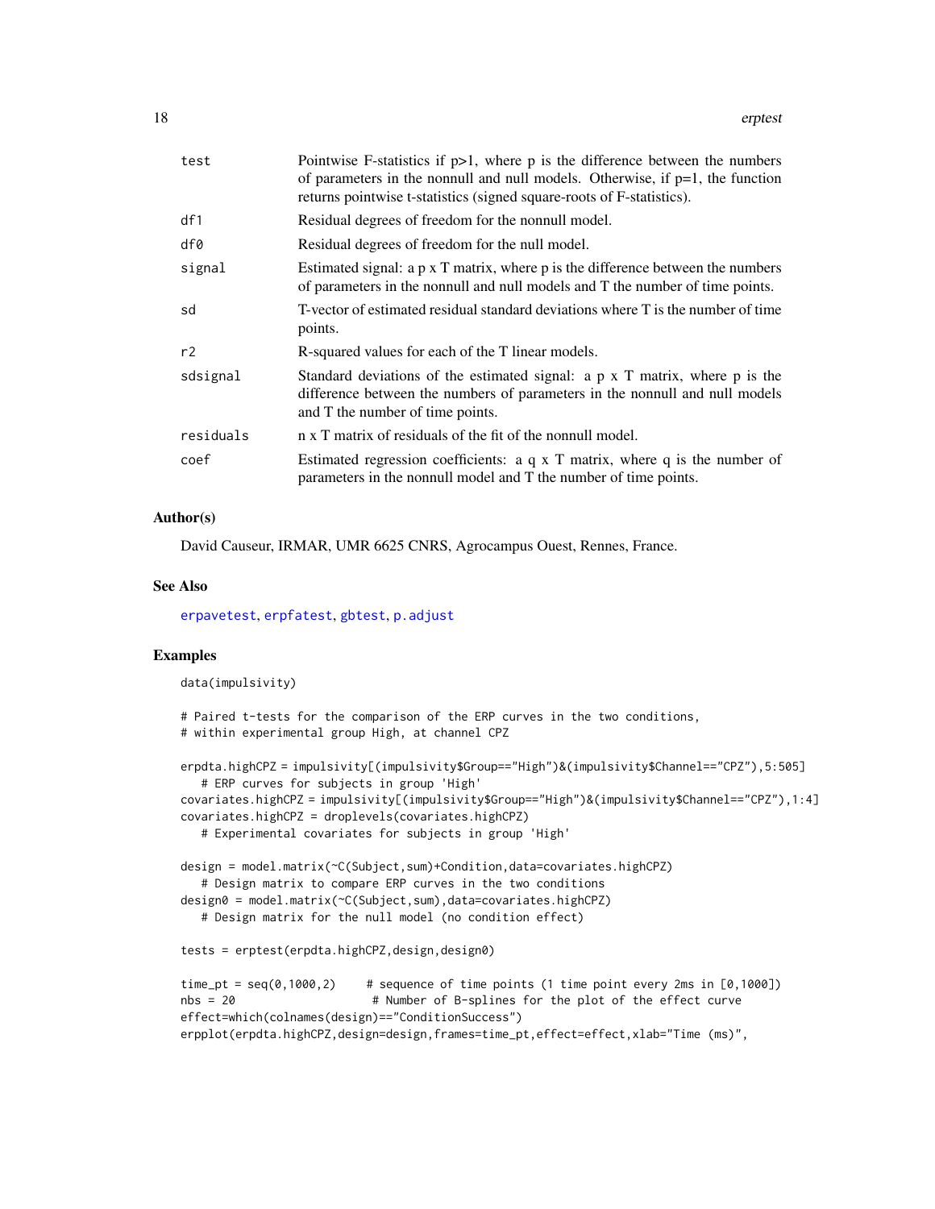| | |
|---|---|
| test | Pointwise F-statistics if p>1, where p is the difference between the numbers of parameters in the nonnull and null models. Otherwise, if p=1, the function returns pointwise t-statistics (signed square-roots of F-statistics). |
| df1 | Residual degrees of freedom for the nonnull model. |
| df0 | Residual degrees of freedom for the null model. |
| signal | Estimated signal: a p x T matrix, where p is the difference between the numbers of parameters in the nonnull and null models and T the number of time points. |
| sd | T-vector of estimated residual standard deviations where T is the number of time points. |
| r2 | R-squared values for each of the T linear models. |
| sdsignal | Standard deviations of the estimated signal: a p x T matrix, where p is the difference between the numbers of parameters in the nonnull and null models and T the number of time points. |
| residuals | n x T matrix of residuals of the fit of the nonnull model. |
| coef | Estimated regression coefficients: a q x T matrix, where q is the number of parameters in the nonnull model and T the number of time points. |

## Author(s)

David Causeur, IRMAR, UMR 6625 CNRS, Agrocampus Ouest, Rennes, France.

## See Also

erpavetest, erpfatest, gbtest, p.adjust

## Examples

```
data(impulsivity)

# Paired t-tests for the comparison of the ERP curves in the two conditions,
# within experimental group High, at channel CPZ

erpdta.highCPZ = impulsivity[(impulsivity$Group=="High")&(impulsivity$Channel=="CPZ"),5:505]
   # ERP curves for subjects in group 'High'
covariates.highCPZ = impulsivity[(impulsivity$Group=="High")&(impulsivity$Channel=="CPZ"),1:4]
covariates.highCPZ = droplevels(covariates.highCPZ)
   # Experimental covariates for subjects in group 'High'

design = model.matrix(~C(Subject,sum)+Condition,data=covariates.highCPZ)
   # Design matrix to compare ERP curves in the two conditions
design0 = model.matrix(~C(Subject,sum),data=covariates.highCPZ)
   # Design matrix for the null model (no condition effect)

tests = erptest(erpdta.highCPZ,design,design0)

time_pt = seq(0,1000,2)     # sequence of time points (1 time point every 2ms in [0,1000])
nbs = 20                    # Number of B-splines for the plot of the effect curve
effect=which(colnames(design)=="ConditionSuccess")
erpplot(erpdta.highCPZ,design=design,frames=time_pt,effect=effect,xlab="Time (ms)",
```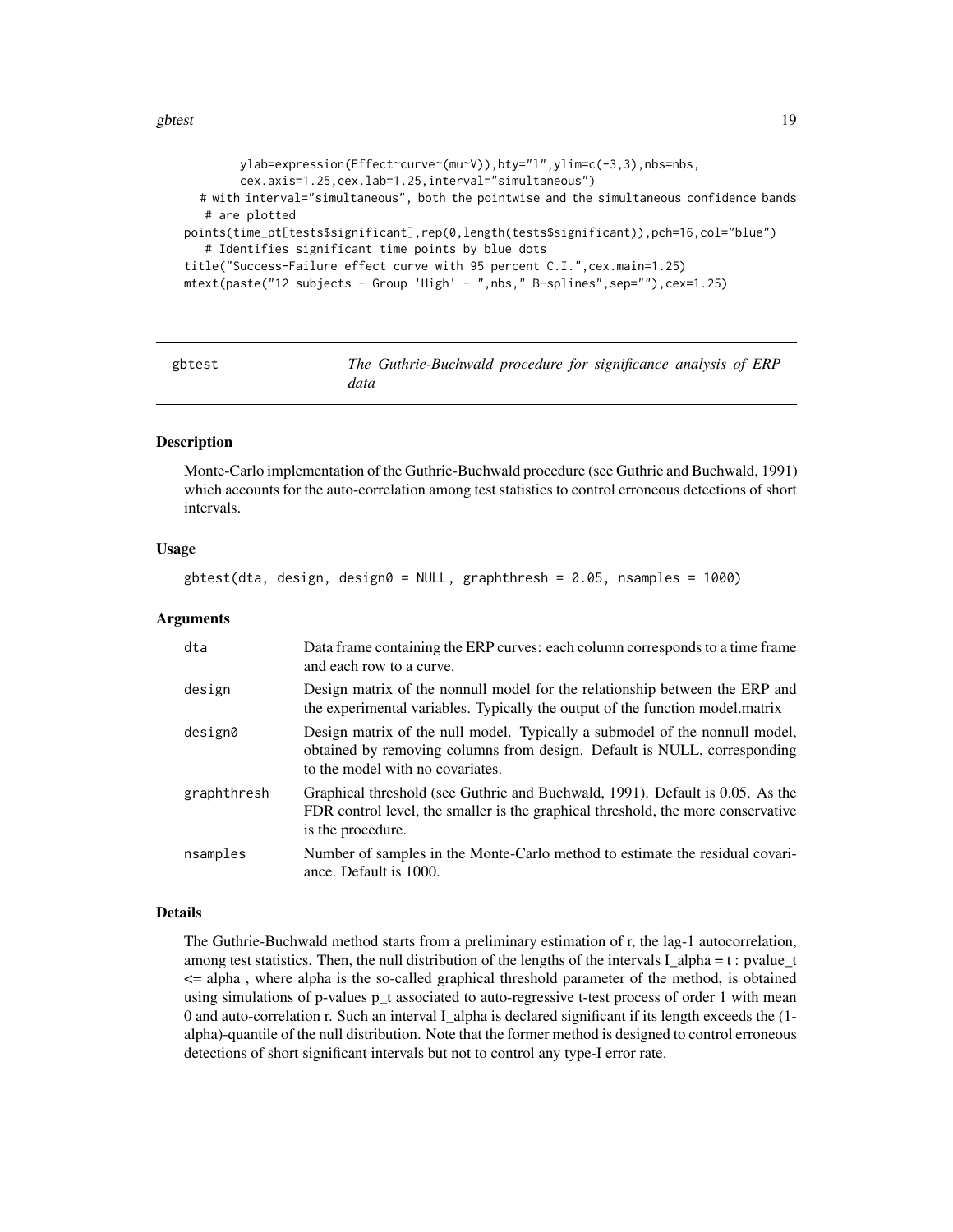```
        ylab=expression(Effect~curve~(mu~V)),bty="l",ylim=c(-3,3),nbs=nbs,
        cex.axis=1.25,cex.lab=1.25,interval="simultaneous")
  # with interval="simultaneous", both the pointwise and the simultaneous confidence bands
   # are plotted
points(time_pt[tests$significant],rep(0,length(tests$significant)),pch=16,col="blue")
   # Identifies significant time points by blue dots
title("Success-Failure effect curve with 95 percent C.I.",cex.main=1.25)
mtext(paste("12 subjects - Group 'High' - ",nbs," B-splines",sep=""),cex=1.25)
```

---

## gbtest — *The Guthrie-Buchwald procedure for significance analysis of ERP data*

### Description

Monte-Carlo implementation of the Guthrie-Buchwald procedure (see Guthrie and Buchwald, 1991) which accounts for the auto-correlation among test statistics to control erroneous detections of short intervals.

### Usage

```
gbtest(dta, design, design0 = NULL, graphthresh = 0.05, nsamples = 1000)
```

### Arguments

| | |
|---|---|
| dta | Data frame containing the ERP curves: each column corresponds to a time frame and each row to a curve. |
| design | Design matrix of the nonnull model for the relationship between the ERP and the experimental variables. Typically the output of the function model.matrix |
| design0 | Design matrix of the null model. Typically a submodel of the nonnull model, obtained by removing columns from design. Default is NULL, corresponding to the model with no covariates. |
| graphthresh | Graphical threshold (see Guthrie and Buchwald, 1991). Default is 0.05. As the FDR control level, the smaller is the graphical threshold, the more conservative is the procedure. |
| nsamples | Number of samples in the Monte-Carlo method to estimate the residual covariance. Default is 1000. |

### Details

The Guthrie-Buchwald method starts from a preliminary estimation of r, the lag-1 autocorrelation, among test statistics. Then, the null distribution of the lengths of the intervals I_alpha = t : pvalue_t <= alpha , where alpha is the so-called graphical threshold parameter of the method, is obtained using simulations of p-values p_t associated to auto-regressive t-test process of order 1 with mean 0 and auto-correlation r. Such an interval I_alpha is declared significant if its length exceeds the (1-alpha)-quantile of the null distribution. Note that the former method is designed to control erroneous detections of short significant intervals but not to control any type-I error rate.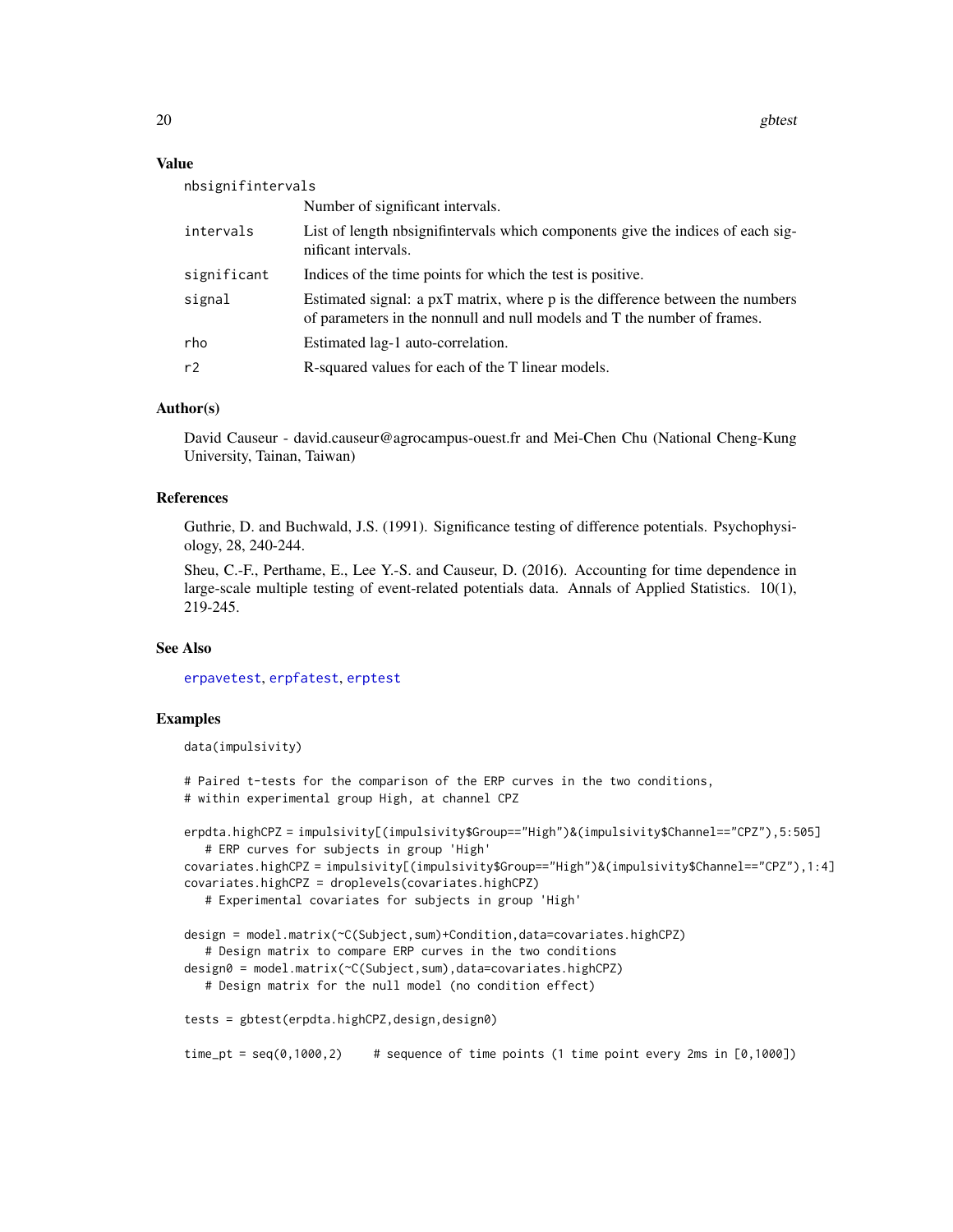## Value

| | |
|---|---|
| nbsignifintervals | Number of significant intervals. |
| intervals | List of length nbsignifintervals which components give the indices of each significant intervals. |
| significant | Indices of the time points for which the test is positive. |
| signal | Estimated signal: a pxT matrix, where p is the difference between the numbers of parameters in the nonnull and null models and T the number of frames. |
| rho | Estimated lag-1 auto-correlation. |
| r2 | R-squared values for each of the T linear models. |

## Author(s)

David Causeur - david.causeur@agrocampus-ouest.fr and Mei-Chen Chu (National Cheng-Kung University, Tainan, Taiwan)

## References

Guthrie, D. and Buchwald, J.S. (1991). Significance testing of difference potentials. Psychophysiology, 28, 240-244.

Sheu, C.-F., Perthame, E., Lee Y.-S. and Causeur, D. (2016). Accounting for time dependence in large-scale multiple testing of event-related potentials data. Annals of Applied Statistics. 10(1), 219-245.

## See Also

erpavetest, erpfatest, erptest

## Examples

```
data(impulsivity)

# Paired t-tests for the comparison of the ERP curves in the two conditions,
# within experimental group High, at channel CPZ

erpdta.highCPZ = impulsivity[(impulsivity$Group=="High")&(impulsivity$Channel=="CPZ"),5:505]
   # ERP curves for subjects in group 'High'
covariates.highCPZ = impulsivity[(impulsivity$Group=="High")&(impulsivity$Channel=="CPZ"),1:4]
covariates.highCPZ = droplevels(covariates.highCPZ)
   # Experimental covariates for subjects in group 'High'

design = model.matrix(~C(Subject,sum)+Condition,data=covariates.highCPZ)
   # Design matrix to compare ERP curves in the two conditions
design0 = model.matrix(~C(Subject,sum),data=covariates.highCPZ)
   # Design matrix for the null model (no condition effect)

tests = gbtest(erpdta.highCPZ,design,design0)

time_pt = seq(0,1000,2)     # sequence of time points (1 time point every 2ms in [0,1000])
```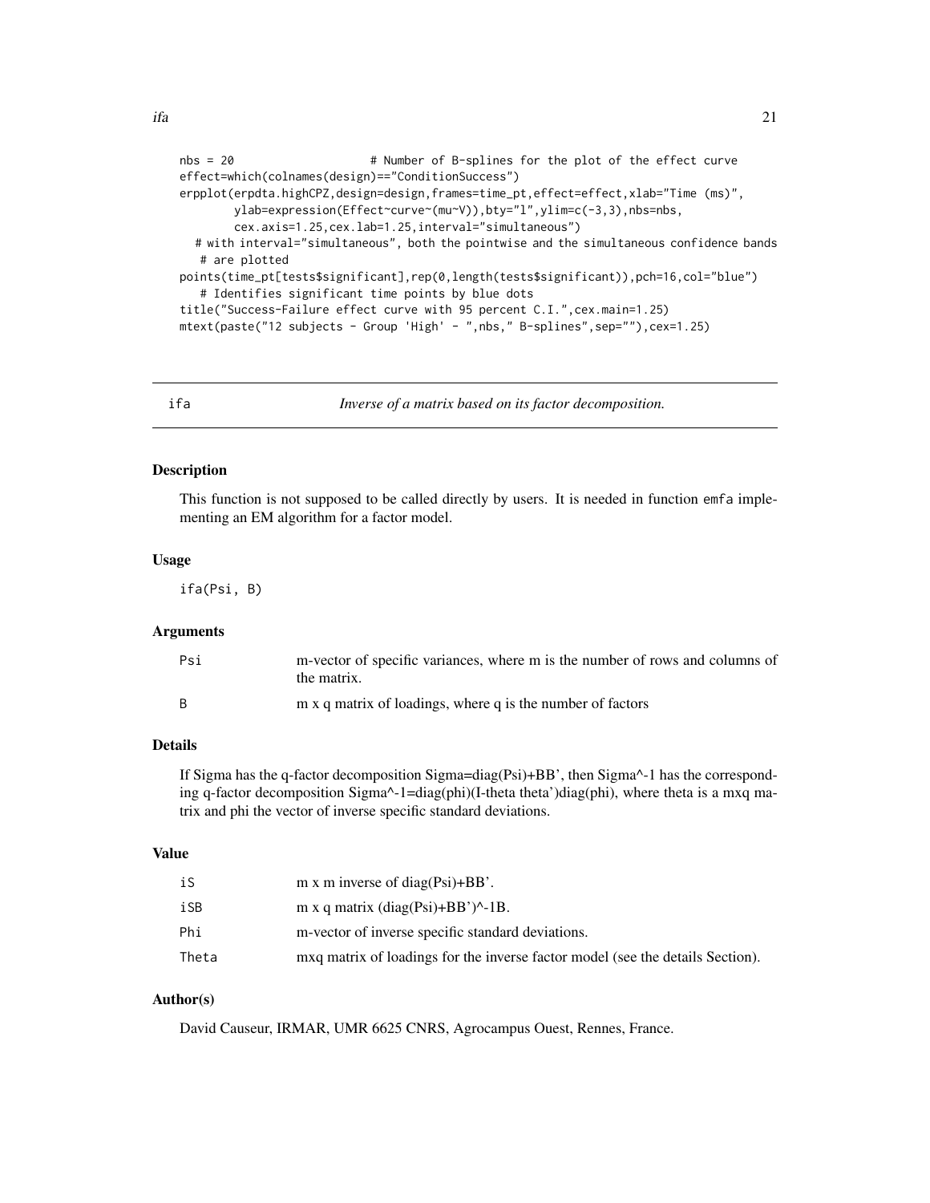```
nbs = 20                    # Number of B-splines for the plot of the effect curve
effect=which(colnames(design)=="ConditionSuccess")
erpplot(erpdta.highCPZ,design=design,frames=time_pt,effect=effect,xlab="Time (ms)",
        ylab=expression(Effect~curve~(mu~V)),bty="l",ylim=c(-3,3),nbs=nbs,
        cex.axis=1.25,cex.lab=1.25,interval="simultaneous")
  # with interval="simultaneous", both the pointwise and the simultaneous confidence bands
   # are plotted
points(time_pt[tests$significant],rep(0,length(tests$significant)),pch=16,col="blue")
   # Identifies significant time points by blue dots
title("Success-Failure effect curve with 95 percent C.I.",cex.main=1.25)
mtext(paste("12 subjects - Group 'High' - ",nbs," B-splines",sep=""),cex=1.25)
```

## ifa — *Inverse of a matrix based on its factor decomposition.*

### Description

This function is not supposed to be called directly by users. It is needed in function emfa implementing an EM algorithm for a factor model.

### Usage

```
ifa(Psi, B)
```

### Arguments

| | |
|---|---|
| Psi | m-vector of specific variances, where m is the number of rows and columns of the matrix. |
| B | m x q matrix of loadings, where q is the number of factors |

### Details

If Sigma has the q-factor decomposition Sigma=diag(Psi)+BB', then Sigma^-1 has the corresponding q-factor decomposition Sigma^-1=diag(phi)(I-theta theta')diag(phi), where theta is a mxq matrix and phi the vector of inverse specific standard deviations.

### Value

| | |
|---|---|
| iS | m x m inverse of diag(Psi)+BB'. |
| iSB | m x q matrix (diag(Psi)+BB')^-1B. |
| Phi | m-vector of inverse specific standard deviations. |
| Theta | mxq matrix of loadings for the inverse factor model (see the details Section). |

### Author(s)

David Causeur, IRMAR, UMR 6625 CNRS, Agrocampus Ouest, Rennes, France.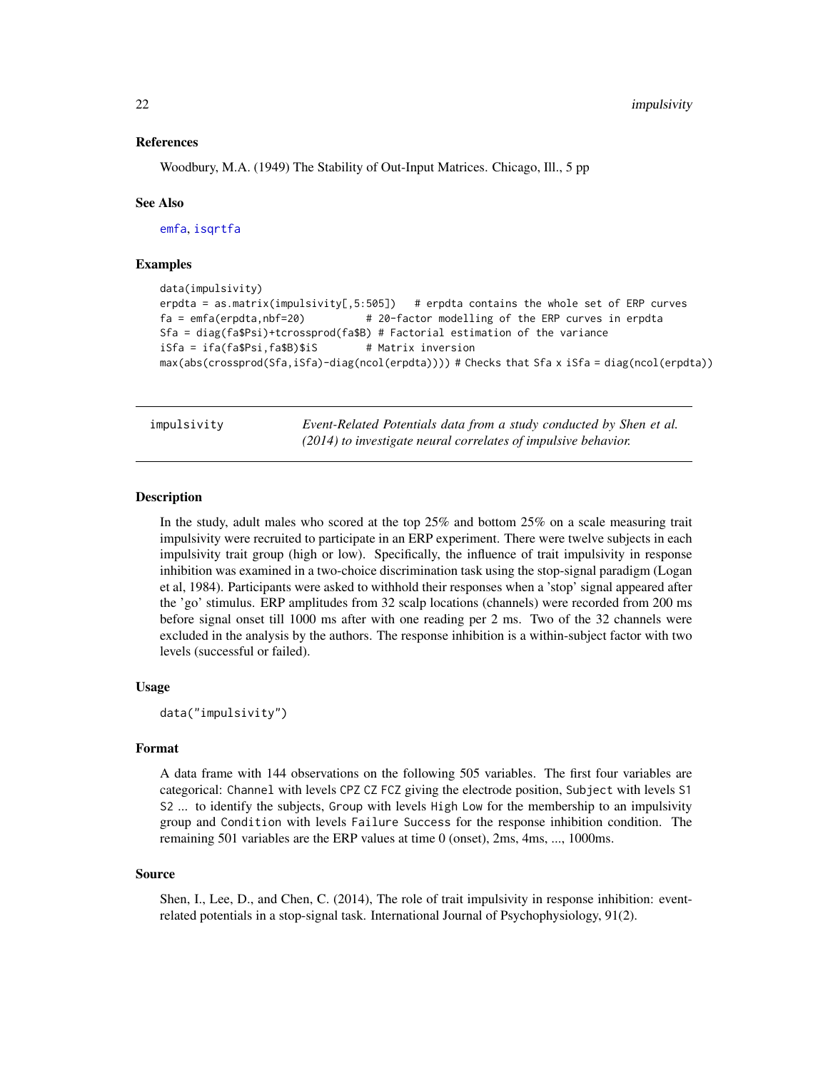### References

Woodbury, M.A. (1949) The Stability of Out-Input Matrices. Chicago, Ill., 5 pp

### See Also

emfa, isqrtfa

### Examples

```
data(impulsivity)
erpdta = as.matrix(impulsivity[,5:505])   # erpdta contains the whole set of ERP curves
fa = emfa(erpdta,nbf=20)          # 20-factor modelling of the ERP curves in erpdta
Sfa = diag(fa$Psi)+tcrossprod(fa$B) # Factorial estimation of the variance
iSfa = ifa(fa$Psi,fa$B)$iS        # Matrix inversion
max(abs(crossprod(Sfa,iSfa)-diag(ncol(erpdta)))) # Checks that Sfa x iSfa = diag(ncol(erpdta))
```

---

## impulsivity

*Event-Related Potentials data from a study conducted by Shen et al. (2014) to investigate neural correlates of impulsive behavior.*

### Description

In the study, adult males who scored at the top 25% and bottom 25% on a scale measuring trait impulsivity were recruited to participate in an ERP experiment. There were twelve subjects in each impulsivity trait group (high or low). Specifically, the influence of trait impulsivity in response inhibition was examined in a two-choice discrimination task using the stop-signal paradigm (Logan et al, 1984). Participants were asked to withhold their responses when a 'stop' signal appeared after the 'go' stimulus. ERP amplitudes from 32 scalp locations (channels) were recorded from 200 ms before signal onset till 1000 ms after with one reading per 2 ms. Two of the 32 channels were excluded in the analysis by the authors. The response inhibition is a within-subject factor with two levels (successful or failed).

### Usage

```
data("impulsivity")
```

### Format

A data frame with 144 observations on the following 505 variables. The first four variables are categorical: `Channel` with levels `CPZ CZ FCZ` giving the electrode position, `Subject` with levels `S1 S2 ...` to identify the subjects, `Group` with levels `High Low` for the membership to an impulsivity group and `Condition` with levels `Failure Success` for the response inhibition condition. The remaining 501 variables are the ERP values at time 0 (onset), 2ms, 4ms, ..., 1000ms.

### Source

Shen, I., Lee, D., and Chen, C. (2014), The role of trait impulsivity in response inhibition: event-related potentials in a stop-signal task. International Journal of Psychophysiology, 91(2).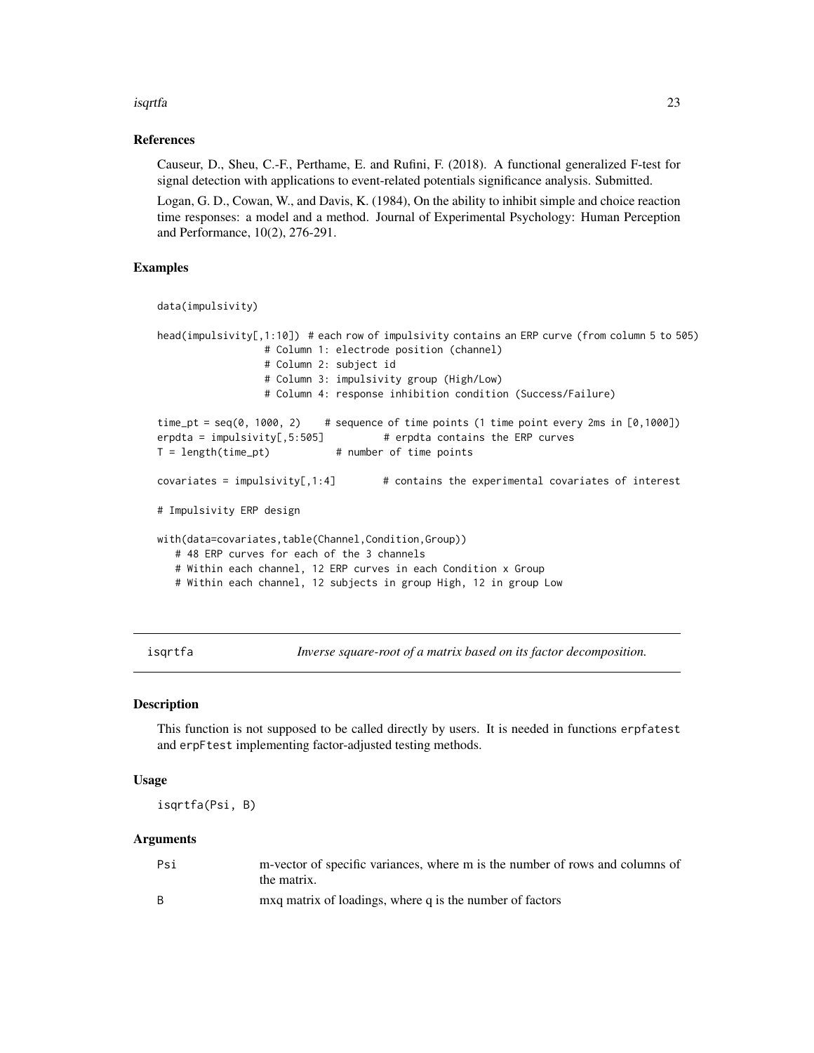### References

Causeur, D., Sheu, C.-F., Perthame, E. and Rufini, F. (2018). A functional generalized F-test for signal detection with applications to event-related potentials significance analysis. Submitted.

Logan, G. D., Cowan, W., and Davis, K. (1984), On the ability to inhibit simple and choice reaction time responses: a model and a method. Journal of Experimental Psychology: Human Perception and Performance, 10(2), 276-291.

### Examples

```
data(impulsivity)

head(impulsivity[,1:10])  # each row of impulsivity contains an ERP curve (from column 5 to 505)
                  # Column 1: electrode position (channel)
                  # Column 2: subject id
                  # Column 3: impulsivity group (High/Low)
                  # Column 4: response inhibition condition (Success/Failure)

time_pt = seq(0, 1000, 2)    # sequence of time points (1 time point every 2ms in [0,1000])
erpdta = impulsivity[,5:505]          # erpdta contains the ERP curves
T = length(time_pt)           # number of time points

covariates = impulsivity[,1:4]        # contains the experimental covariates of interest

# Impulsivity ERP design

with(data=covariates,table(Channel,Condition,Group))
   # 48 ERP curves for each of the 3 channels
   # Within each channel, 12 ERP curves in each Condition x Group
   # Within each channel, 12 subjects in group High, 12 in group Low
```

---

## isqrtfa — *Inverse square-root of a matrix based on its factor decomposition.*

---

### Description

This function is not supposed to be called directly by users. It is needed in functions erpfatest and erpFtest implementing factor-adjusted testing methods.

### Usage

```
isqrtfa(Psi, B)
```

### Arguments

| | |
|---|---|
| Psi | m-vector of specific variances, where m is the number of rows and columns of the matrix. |
| B | mxq matrix of loadings, where q is the number of factors |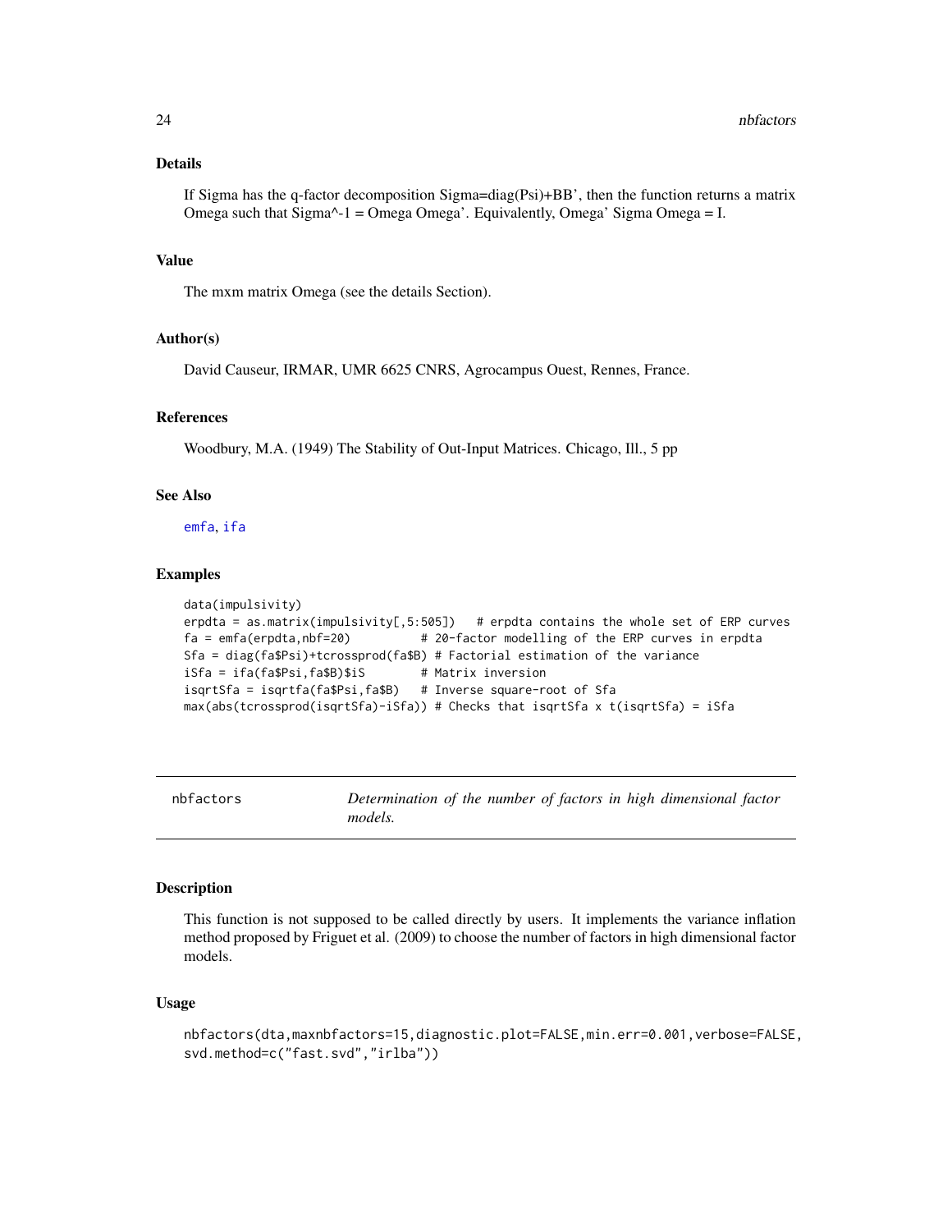## Details

If Sigma has the q-factor decomposition Sigma=diag(Psi)+BB', then the function returns a matrix Omega such that Sigma^-1 = Omega Omega'. Equivalently, Omega' Sigma Omega = I.

## Value

The mxm matrix Omega (see the details Section).

## Author(s)

David Causeur, IRMAR, UMR 6625 CNRS, Agrocampus Ouest, Rennes, France.

## References

Woodbury, M.A. (1949) The Stability of Out-Input Matrices. Chicago, Ill., 5 pp

## See Also

emfa, ifa

## Examples

```
data(impulsivity)
erpdta = as.matrix(impulsivity[,5:505])   # erpdta contains the whole set of ERP curves
fa = emfa(erpdta,nbf=20)          # 20-factor modelling of the ERP curves in erpdta
Sfa = diag(fa$Psi)+tcrossprod(fa$B) # Factorial estimation of the variance
iSfa = ifa(fa$Psi,fa$B)$iS        # Matrix inversion
isqrtSfa = isqrtfa(fa$Psi,fa$B)   # Inverse square-root of Sfa
max(abs(tcrossprod(isqrtSfa)-iSfa)) # Checks that isqrtSfa x t(isqrtSfa) = iSfa
```

---

# nbfactors — *Determination of the number of factors in high dimensional factor models.*

## Description

This function is not supposed to be called directly by users. It implements the variance inflation method proposed by Friguet et al. (2009) to choose the number of factors in high dimensional factor models.

## Usage

```
nbfactors(dta,maxnbfactors=15,diagnostic.plot=FALSE,min.err=0.001,verbose=FALSE,
svd.method=c("fast.svd","irlba"))
```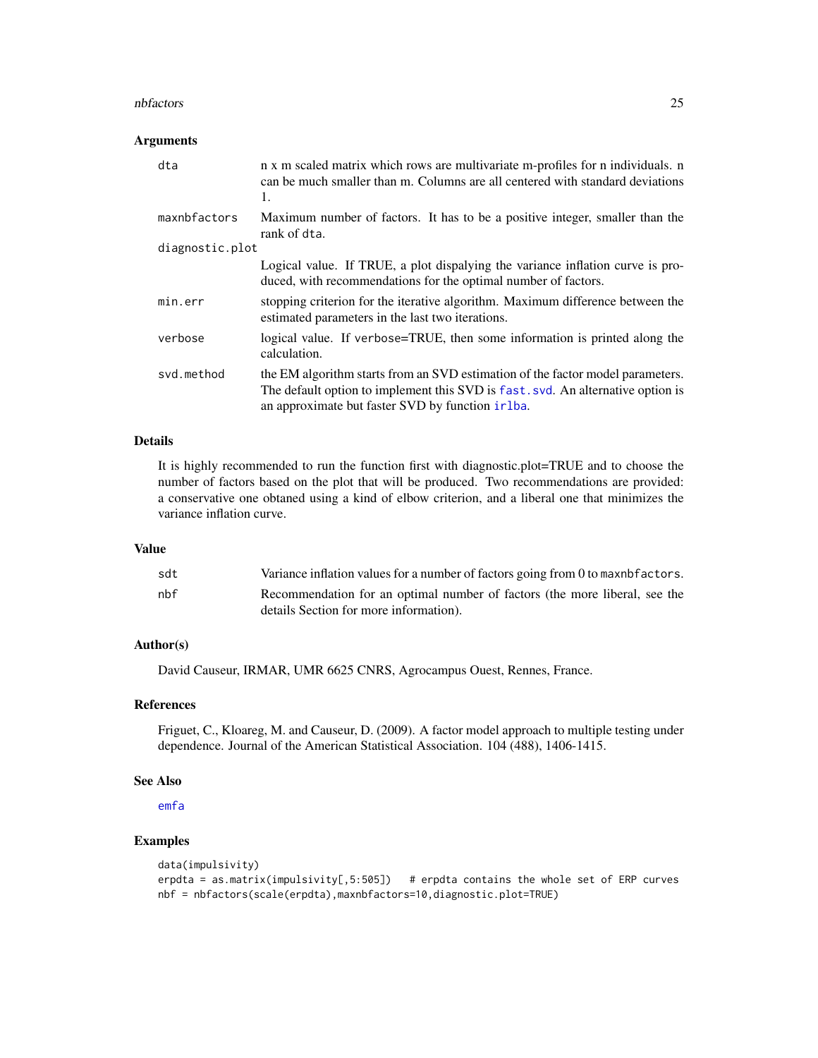### Arguments

| | |
|---|---|
| dta | n x m scaled matrix which rows are multivariate m-profiles for n individuals. n can be much smaller than m. Columns are all centered with standard deviations 1. |
| maxnbfactors | Maximum number of factors. It has to be a positive integer, smaller than the rank of dta. |
| diagnostic.plot | Logical value. If TRUE, a plot dispalying the variance inflation curve is produced, with recommendations for the optimal number of factors. |
| min.err | stopping criterion for the iterative algorithm. Maximum difference between the estimated parameters in the last two iterations. |
| verbose | logical value. If verbose=TRUE, then some information is printed along the calculation. |
| svd.method | the EM algorithm starts from an SVD estimation of the factor model parameters. The default option to implement this SVD is fast.svd. An alternative option is an approximate but faster SVD by function irlba. |

### Details

It is highly recommended to run the function first with diagnostic.plot=TRUE and to choose the number of factors based on the plot that will be produced. Two recommendations are provided: a conservative one obtaned using a kind of elbow criterion, and a liberal one that minimizes the variance inflation curve.

### Value

| | |
|---|---|
| sdt | Variance inflation values for a number of factors going from 0 to maxnbfactors. |
| nbf | Recommendation for an optimal number of factors (the more liberal, see the details Section for more information). |

### Author(s)

David Causeur, IRMAR, UMR 6625 CNRS, Agrocampus Ouest, Rennes, France.

### References

Friguet, C., Kloareg, M. and Causeur, D. (2009). A factor model approach to multiple testing under dependence. Journal of the American Statistical Association. 104 (488), 1406-1415.

### See Also

emfa

### Examples

```
data(impulsivity)
erpdta = as.matrix(impulsivity[,5:505])   # erpdta contains the whole set of ERP curves
nbf = nbfactors(scale(erpdta),maxnbfactors=10,diagnostic.plot=TRUE)
```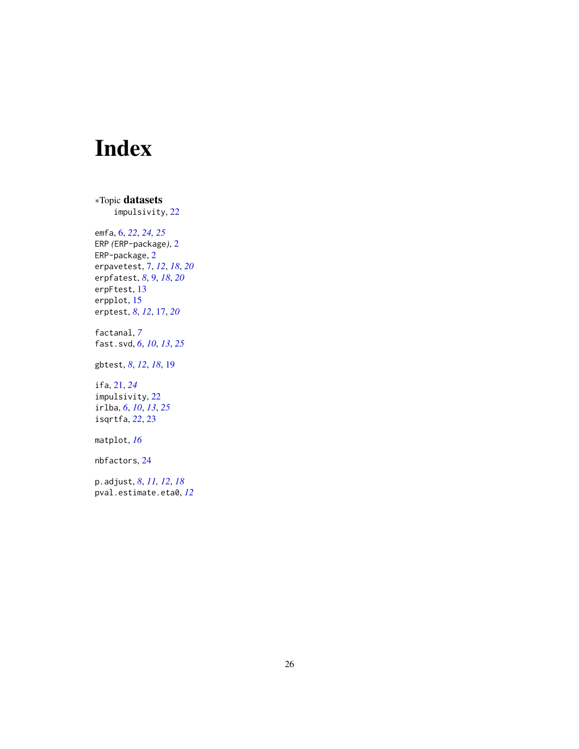# Index

*Topic **datasets**
    impulsivity, 22

emfa, 6, *22*, *24, 25*
ERP (ERP-package), 2
ERP-package, 2
erpavetest, 7, *12*, *18*, *20*
erpfatest, *8*, 9, *18*, *20*
erpFtest, 13
erpplot, 15
erptest, *8*, *12*, 17, *20*

factanal, *7*
fast.svd, *6*, *10*, *13*, *25*

gbtest, *8*, *12*, *18*, 19

ifa, 21, *24*
impulsivity, 22
irlba, *6*, *10*, *13*, *25*
isqrtfa, *22*, 23

matplot, *16*

nbfactors, 24

p.adjust, *8*, *11, 12*, *18*
pval.estimate.eta0, *12*